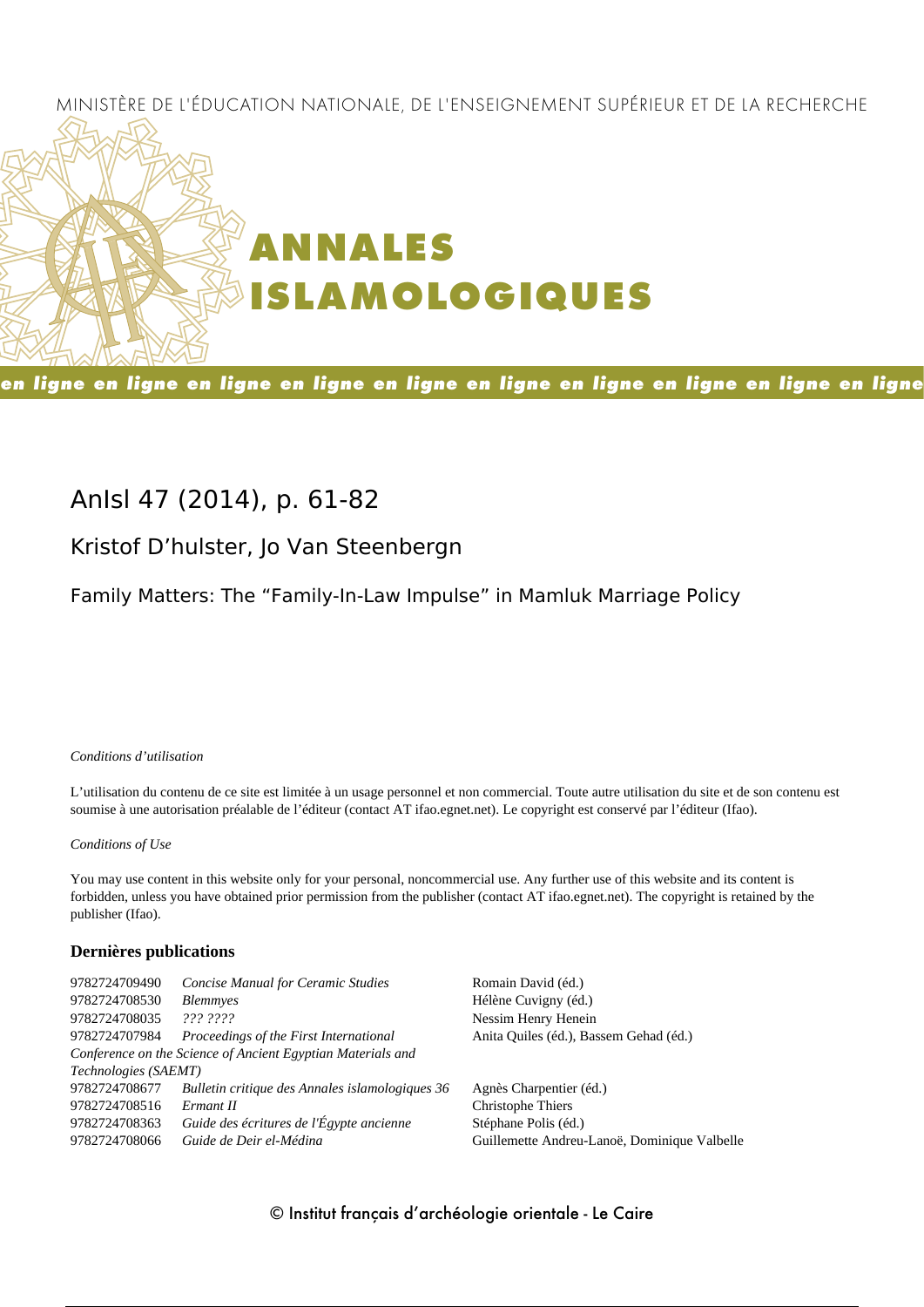MINISTÈRE DE L'ÉDUCATION NATIONALE, DE L'ENSEIGNEMENT SUPÉRIEUR ET DE LA RECHERCHE

# ANNALES ISLAMOLOGIQUES

en ligne en ligne en ligne en ligne en ligne en ligne en ligne en ligne en ligne en ligne

## AnIsl 47 (2014), p. 61-82

### Kristof D'hulster, Jo Van Steenbergn

### Family Matters: The "Family-In-Law Impulse" in Mamluk Marriage Policy

*Conditions d'utilisation*

L'utilisation du contenu de ce site est limitée à un usage personnel et non commercial. Toute autre utilisation du site et de son contenu est soumise à une autorisation préalable de l'éditeur (contact AT ifao.egnet.net). Le copyright est conservé par l'éditeur (Ifao).

*Conditions of Use*

You may use content in this website only for your personal, noncommercial use. Any further use of this website and its content is forbidden, unless you have obtained prior permission from the publisher (contact AT ifao.egnet.net). The copyright is retained by the publisher (Ifao).

**Dernières publications**

| | | |
|---|---|---|
| 9782724709490 | *Concise Manual for Ceramic Studies* | Romain David (éd.) |
| 9782724708530 | *Blemmyes* | Hélène Cuvigny (éd.) |
| 9782724708035 | *??? ????* | Nessim Henry Henein |
| 9782724707984 | *Proceedings of the First International Conference on the Science of Ancient Egyptian Materials and Technologies (SAEMT)* | Anita Quiles (éd.), Bassem Gehad (éd.) |
| 9782724708677 | *Bulletin critique des Annales islamologiques 36* | Agnès Charpentier (éd.) |
| 9782724708516 | *Ermant II* | Christophe Thiers |
| 9782724708363 | *Guide des écritures de l'Égypte ancienne* | Stéphane Polis (éd.) |
| 9782724708066 | *Guide de Deir el-Médina* | Guillemette Andreu-Lanoë, Dominique Valbelle |

© Institut français d'archéologie orientale - Le Caire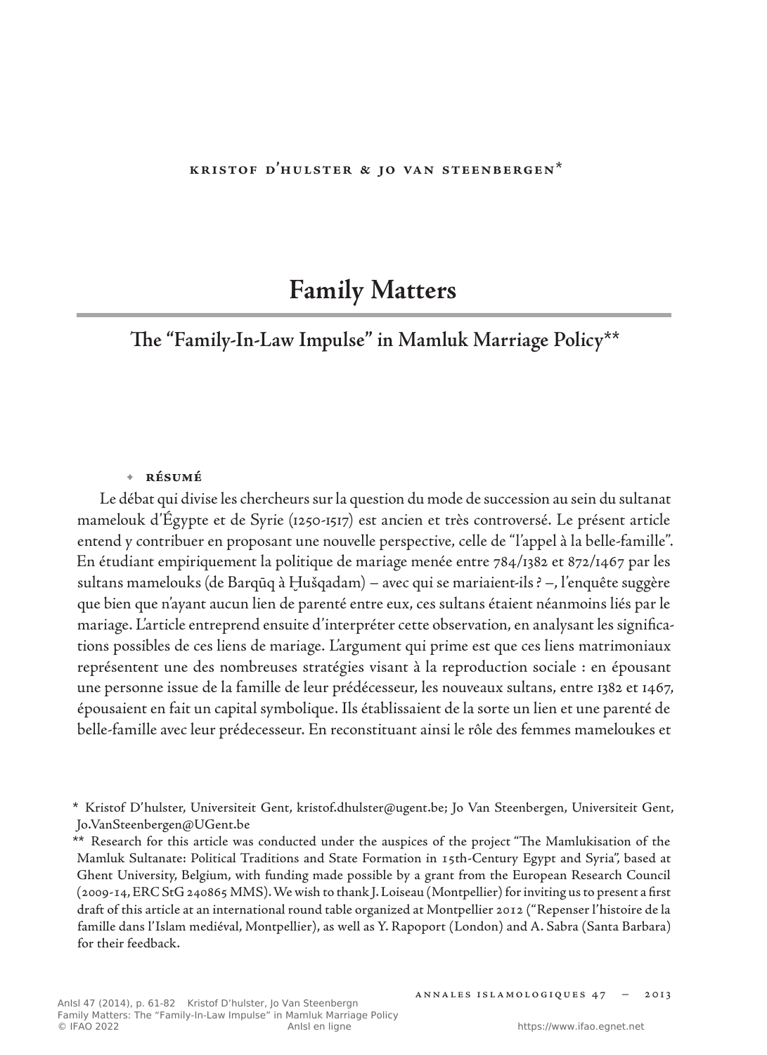kristof d'hulster & jo van steenbergen*

# Family Matters

## The "Family-In-Law Impulse" in Mamluk Marriage Policy**

✦ **résumé**

Le débat qui divise les chercheurs sur la question du mode de succession au sein du sultanat mamelouk d'Égypte et de Syrie (1250-1517) est ancien et très controversé. Le présent article entend y contribuer en proposant une nouvelle perspective, celle de "l'appel à la belle-famille". En étudiant empiriquement la politique de mariage menée entre 784/1382 et 872/1467 par les sultans mamelouks (de Barqūq à Ḫušqadam) – avec qui se mariaient-ils ? –, l'enquête suggère que bien que n'ayant aucun lien de parenté entre eux, ces sultans étaient néanmoins liés par le mariage. L'article entreprend ensuite d'interpréter cette observation, en analysant les significations possibles de ces liens de mariage. L'argument qui prime est que ces liens matrimoniaux représentent une des nombreuses stratégies visant à la reproduction sociale : en épousant une personne issue de la famille de leur prédécesseur, les nouveaux sultans, entre 1382 et 1467, épousaient en fait un capital symbolique. Ils établissaient de la sorte un lien et une parenté de belle-famille avec leur prédecesseur. En reconstituant ainsi le rôle des femmes mameloukes et

\* Kristof D'hulster, Universiteit Gent, kristof.dhulster@ugent.be; Jo Van Steenbergen, Universiteit Gent, Jo.VanSteenbergen@UGent.be

\*\* Research for this article was conducted under the auspices of the project "The Mamlukisation of the Mamluk Sultanate: Political Traditions and State Formation in 15th-Century Egypt and Syria", based at Ghent University, Belgium, with funding made possible by a grant from the European Research Council (2009-14, ERC StG 240865 MMS). We wish to thank J. Loiseau (Montpellier) for inviting us to present a first draft of this article at an international round table organized at Montpellier 2012 ("Repenser l'histoire de la famille dans l'Islam mediéval, Montpellier), as well as Y. Rapoport (London) and A. Sabra (Santa Barbara) for their feedback.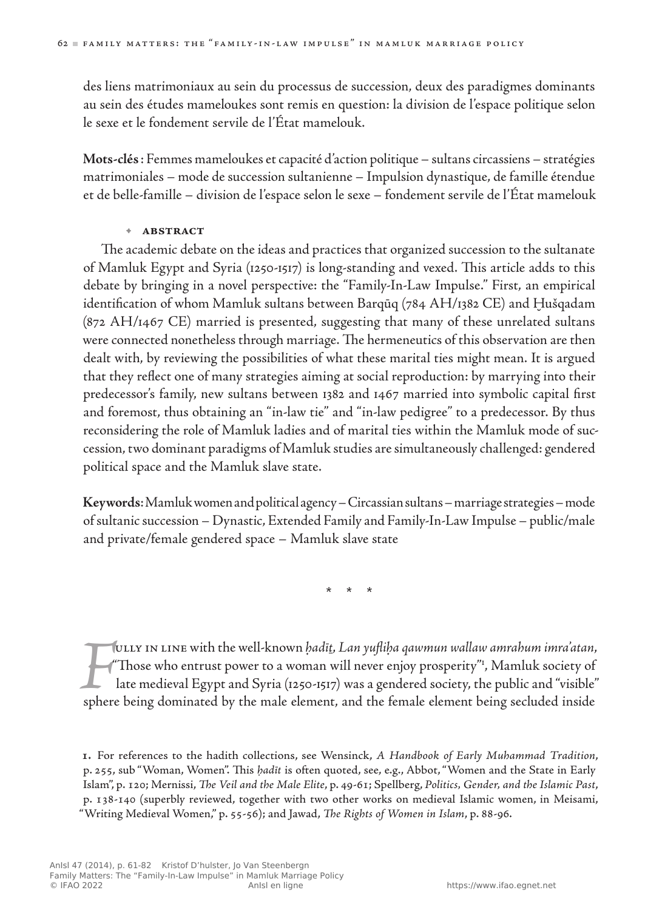des liens matrimoniaux au sein du processus de succession, deux des paradigmes dominants au sein des études mameloukes sont remis en question: la division de l'espace politique selon le sexe et le fondement servile de l'État mamelouk.

**Mots-clés** : Femmes mameloukes et capacité d'action politique – sultans circassiens – stratégies matrimoniales – mode de succession sultanienne – Impulsion dynastique, de famille étendue et de belle-famille – division de l'espace selon le sexe – fondement servile de l'État mamelouk

### ABSTRACT

The academic debate on the ideas and practices that organized succession to the sultanate of Mamluk Egypt and Syria (1250-1517) is long-standing and vexed. This article adds to this debate by bringing in a novel perspective: the "Family-In-Law Impulse." First, an empirical identification of whom Mamluk sultans between Barqūq (784 AH/1382 CE) and Ḫušqadam (872 AH/1467 CE) married is presented, suggesting that many of these unrelated sultans were connected nonetheless through marriage. The hermeneutics of this observation are then dealt with, by reviewing the possibilities of what these marital ties might mean. It is argued that they reflect one of many strategies aiming at social reproduction: by marrying into their predecessor's family, new sultans between 1382 and 1467 married into symbolic capital first and foremost, thus obtaining an "in-law tie" and "in-law pedigree" to a predecessor. By thus reconsidering the role of Mamluk ladies and of marital ties within the Mamluk mode of succession, two dominant paradigms of Mamluk studies are simultaneously challenged: gendered political space and the Mamluk slave state.

**Keywords**: Mamluk women and political agency – Circassian sultans – marriage strategies – mode of sultanic succession – Dynastic, Extended Family and Family-In-Law Impulse – public/male and private/female gendered space – Mamluk slave state

\* \* \*

Fully in line with the well-known *ḥadīṯ*, *Lan yufliḥa qawmun wallaw amrahum imra'atan*, "Those who entrust power to a woman will never enjoy prosperity"[1], Mamluk society of late medieval Egypt and Syria (1250-1517) was a gendered society, the public and "visible" sphere being dominated by the male element, and the female element being secluded inside

1. For references to the hadith collections, see Wensinck, *A Handbook of Early Muhammad Tradition*, p. 255, sub "Woman, Women". This *ḥadīt* is often quoted, see, e.g., Abbot, "Women and the State in Early Islam", p. 120; Mernissi, *The Veil and the Male Elite*, p. 49-61; Spellberg, *Politics, Gender, and the Islamic Past*, p. 138-140 (superbly reviewed, together with two other works on medieval Islamic women, in Meisami, "Writing Medieval Women," p. 55-56); and Jawad, *The Rights of Women in Islam*, p. 88-96.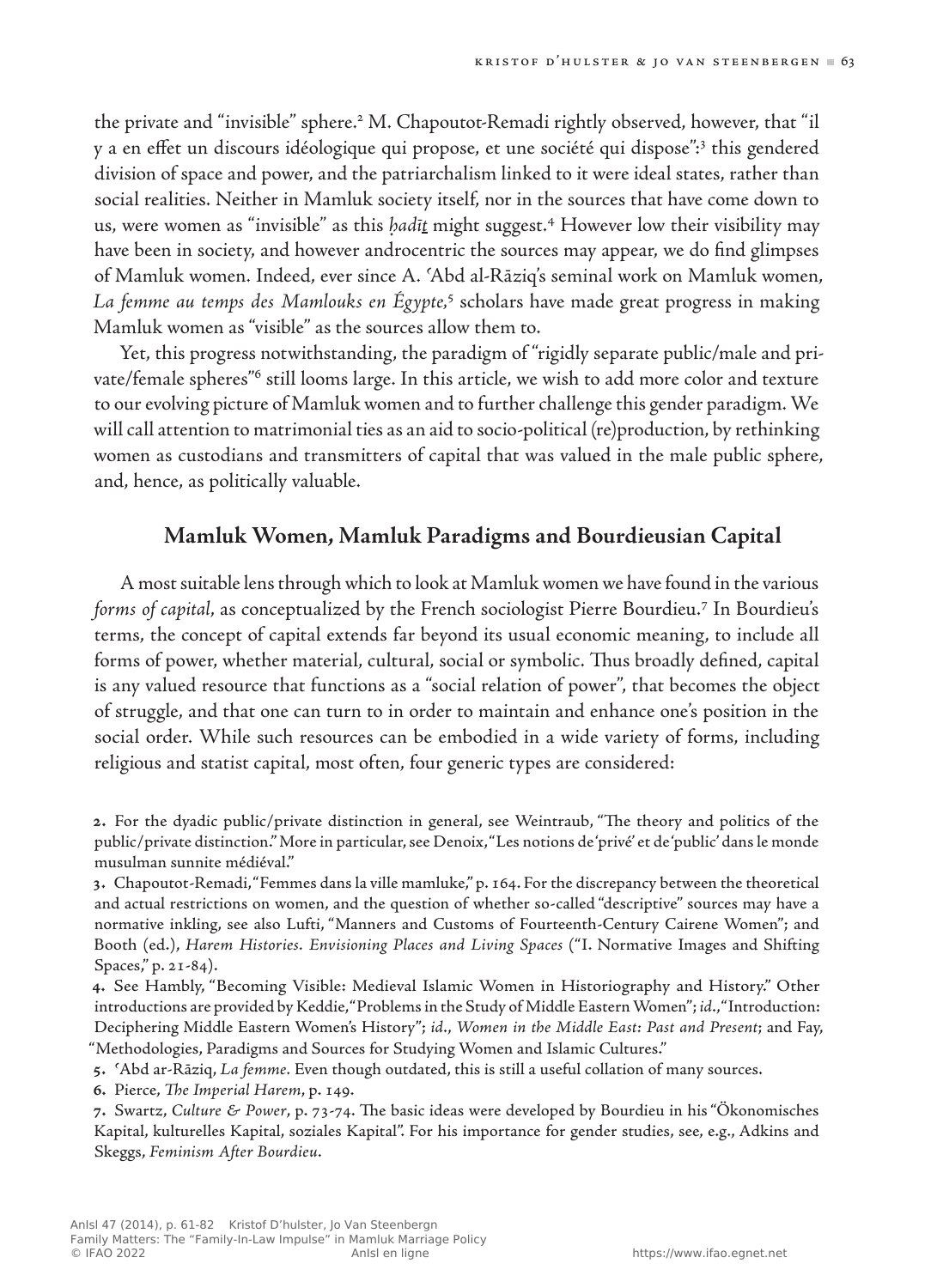the private and "invisible" sphere.[2] M. Chapoutot-Remadi rightly observed, however, that "il y a en effet un discours idéologique qui propose, et une société qui dispose":[3] this gendered division of space and power, and the patriarchalism linked to it were ideal states, rather than social realities. Neither in Mamluk society itself, nor in the sources that have come down to us, were women as "invisible" as this *ḥadīṯ* might suggest.[4] However low their visibility may have been in society, and however androcentric the sources may appear, we do find glimpses of Mamluk women. Indeed, ever since A. ʿAbd al-Rāziq's seminal work on Mamluk women, *La femme au temps des Mamlouks en Égypte*,[5] scholars have made great progress in making Mamluk women as "visible" as the sources allow them to.

Yet, this progress notwithstanding, the paradigm of "rigidly separate public/male and private/female spheres"[6] still looms large. In this article, we wish to add more color and texture to our evolving picture of Mamluk women and to further challenge this gender paradigm. We will call attention to matrimonial ties as an aid to socio-political (re)production, by rethinking women as custodians and transmitters of capital that was valued in the male public sphere, and, hence, as politically valuable.

## Mamluk Women, Mamluk Paradigms and Bourdieusian Capital

A most suitable lens through which to look at Mamluk women we have found in the various *forms of capital*, as conceptualized by the French sociologist Pierre Bourdieu.[7] In Bourdieu's terms, the concept of capital extends far beyond its usual economic meaning, to include all forms of power, whether material, cultural, social or symbolic. Thus broadly defined, capital is any valued resource that functions as a "social relation of power", that becomes the object of struggle, and that one can turn to in order to maintain and enhance one's position in the social order. While such resources can be embodied in a wide variety of forms, including religious and statist capital, most often, four generic types are considered:

2. For the dyadic public/private distinction in general, see Weintraub, "The theory and politics of the public/private distinction." More in particular, see Denoix, "Les notions de 'privé' et de 'public' dans le monde musulman sunnite médiéval."

3. Chapoutot-Remadi, "Femmes dans la ville mamluke," p. 164. For the discrepancy between the theoretical and actual restrictions on women, and the question of whether so-called "descriptive" sources may have a normative inkling, see also Lufti, "Manners and Customs of Fourteenth-Century Cairene Women"; and Booth (ed.), *Harem Histories. Envisioning Places and Living Spaces* ("I. Normative Images and Shifting Spaces," p. 21-84).

4. See Hambly, "Becoming Visible: Medieval Islamic Women in Historiography and History." Other introductions are provided by Keddie, "Problems in the Study of Middle Eastern Women"; *id.*, "Introduction: Deciphering Middle Eastern Women's History"; *id.*, *Women in the Middle East: Past and Present*; and Fay, "Methodologies, Paradigms and Sources for Studying Women and Islamic Cultures."

5. ʿAbd ar-Rāziq, *La femme*. Even though outdated, this is still a useful collation of many sources.

6. Pierce, *The Imperial Harem*, p. 149.

7. Swartz, *Culture & Power*, p. 73-74. The basic ideas were developed by Bourdieu in his "Ökonomisches Kapital, kulturelles Kapital, soziales Kapital". For his importance for gender studies, see, e.g., Adkins and Skeggs, *Feminism After Bourdieu*.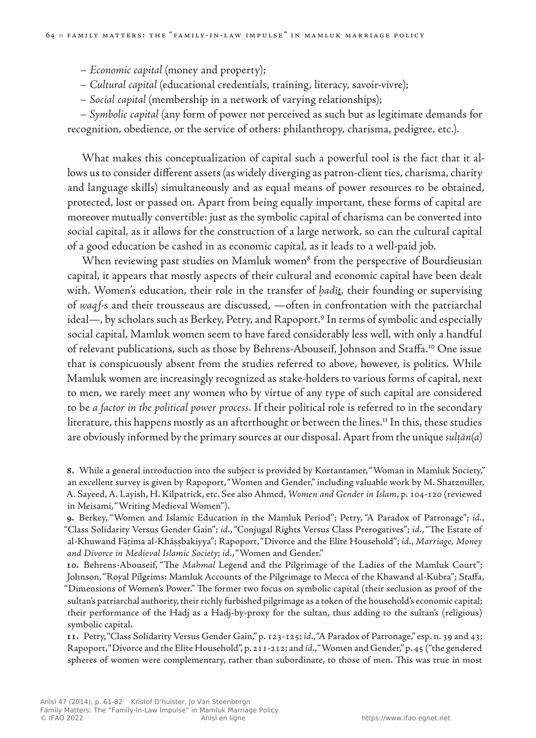– *Economic capital* (money and property);

– *Cultural capital* (educational credentials, training, literacy, savoir-vivre);

– *Social capital* (membership in a network of varying relationships);

– *Symbolic capital* (any form of power not perceived as such but as legitimate demands for recognition, obedience, or the service of others: philanthropy, charisma, pedigree, etc.).

What makes this conceptualization of capital such a powerful tool is the fact that it allows us to consider different assets (as widely diverging as patron-client ties, charisma, charity and language skills) simultaneously and as equal means of power resources to be obtained, protected, lost or passed on. Apart from being equally important, these forms of capital are moreover mutually convertible: just as the symbolic capital of charisma can be converted into social capital, as it allows for the construction of a large network, so can the cultural capital of a good education be cashed in as economic capital, as it leads to a well-paid job.

When reviewing past studies on Mamluk women[8] from the perspective of Bourdieusian capital, it appears that mostly aspects of their cultural and economic capital have been dealt with. Women's education, their role in the transfer of *ḥadīṯ*, their founding or supervising of *waqf*-s and their trousseaus are discussed, —often in confrontation with the patriarchal ideal—, by scholars such as Berkey, Petry, and Rapoport.[9] In terms of symbolic and especially social capital, Mamluk women seem to have fared considerably less well, with only a handful of relevant publications, such as those by Behrens-Abouseif, Johnson and Staffa.[10] One issue that is conspicuously absent from the studies referred to above, however, is politics. While Mamluk women are increasingly recognized as stake-holders to various forms of capital, next to men, we rarely meet any women who by virtue of any type of such capital are considered to be *a factor in the political power process*. If their political role is referred to in the secondary literature, this happens mostly as an afterthought or between the lines.[11] In this, these studies are obviously informed by the primary sources at our disposal. Apart from the unique *sulṭān(a)*

8. While a general introduction into the subject is provided by Kortantamer, "Woman in Mamluk Society," an excellent survey is given by Rapoport, "Women and Gender," including valuable work by M. Shatzmiller, A. Sayeed, A. Layish, H. Kilpatrick, etc. See also Ahmed, *Women and Gender in Islam*, p. 104-120 (reviewed in Meisami, "Writing Medieval Women").

9. Berkey, "Women and Islamic Education in the Mamluk Period"; Petry, "A Paradox of Patronage"; *id.*, "Class Solidarity Versus Gender Gain"; *id.*, "Conjugal Rights Versus Class Prerogatives"; *id.*, "The Estate of al-Khuwand Fāṭima al-Khāṣṣbakiyya"; Rapoport, "Divorce and the Elite Household"; *id.*, *Marriage, Money and Divorce in Medieval Islamic Society*; *id.*, "Women and Gender."

10. Behrens-Abouseif, "The *Mahmal* Legend and the Pilgrimage of the Ladies of the Mamluk Court"; Johnson, "Royal Pilgrims: Mamluk Accounts of the Pilgrimage to Mecca of the Khawand al-Kubra"; Staffa, "Dimensions of Women's Power." The former two focus on symbolic capital (their seclusion as proof of the sultan's patriarchal authority, their richly furbished pilgrimage as a token of the household's economic capital; their performance of the Hadj as a Hadj-by-proxy for the sultan, thus adding to the sultan's (religious) symbolic capital.

11. Petry, "Class Solidarity Versus Gender Gain," p. 123-125; *id.*, "A Paradox of Patronage," esp. n. 39 and 43; Rapoport, "Divorce and the Elite Household", p. 211-212; and *id.*, "Women and Gender," p. 45 ("the gendered spheres of women were complementary, rather than subordinate, to those of men. This was true in most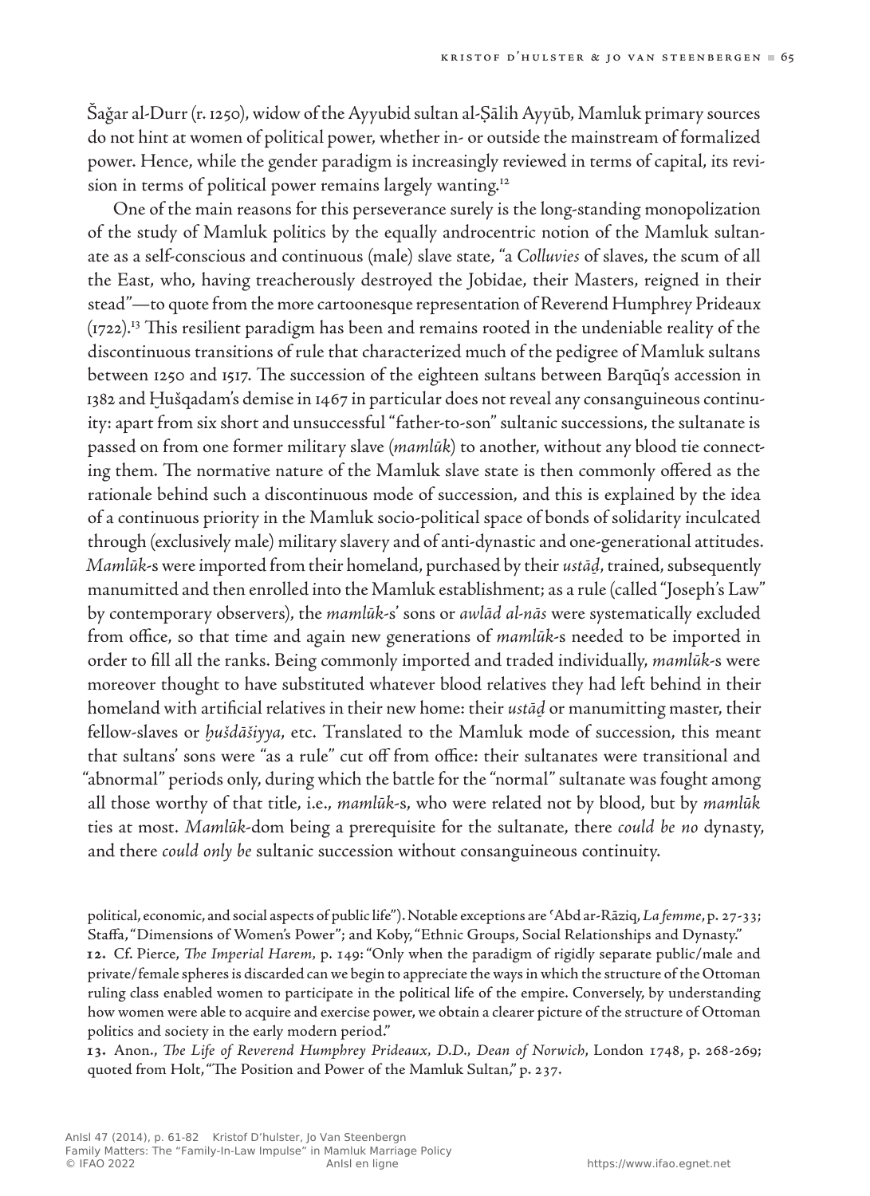Šağar al-Durr (r. 1250), widow of the Ayyubid sultan al-Ṣāliḥ Ayyūb, Mamluk primary sources do not hint at women of political power, whether in- or outside the mainstream of formalized power. Hence, while the gender paradigm is increasingly reviewed in terms of capital, its revision in terms of political power remains largely wanting.[12]

One of the main reasons for this perseverance surely is the long-standing monopolization of the study of Mamluk politics by the equally androcentric notion of the Mamluk sultanate as a self-conscious and continuous (male) slave state, "a *Colluvies* of slaves, the scum of all the East, who, having treacherously destroyed the Jobidae, their Masters, reigned in their stead"—to quote from the more cartoonesque representation of Reverend Humphrey Prideaux (1722).[13] This resilient paradigm has been and remains rooted in the undeniable reality of the discontinuous transitions of rule that characterized much of the pedigree of Mamluk sultans between 1250 and 1517. The succession of the eighteen sultans between Barqūq's accession in 1382 and Ḫušqadam's demise in 1467 in particular does not reveal any consanguineous continuity: apart from six short and unsuccessful "father-to-son" sultanic successions, the sultanate is passed on from one former military slave (*mamlūk*) to another, without any blood tie connecting them. The normative nature of the Mamluk slave state is then commonly offered as the rationale behind such a discontinuous mode of succession, and this is explained by the idea of a continuous priority in the Mamluk socio-political space of bonds of solidarity inculcated through (exclusively male) military slavery and of anti-dynastic and one-generational attitudes. *Mamlūk*-s were imported from their homeland, purchased by their *ustāḏ*, trained, subsequently manumitted and then enrolled into the Mamluk establishment; as a rule (called "Joseph's Law" by contemporary observers), the *mamlūk*-s' sons or *awlād al-nās* were systematically excluded from office, so that time and again new generations of *mamlūk*-s needed to be imported in order to fill all the ranks. Being commonly imported and traded individually, *mamlūk*-s were moreover thought to have substituted whatever blood relatives they had left behind in their homeland with artificial relatives in their new home: their *ustāḏ* or manumitting master, their fellow-slaves or *ḫušdāšiyya*, etc. Translated to the Mamluk mode of succession, this meant that sultans' sons were "as a rule" cut off from office: their sultanates were transitional and "abnormal" periods only, during which the battle for the "normal" sultanate was fought among all those worthy of that title, i.e., *mamlūk*-s, who were related not by blood, but by *mamlūk* ties at most. *Mamlūk*-dom being a prerequisite for the sultanate, there *could be no* dynasty, and there *could only be* sultanic succession without consanguineous continuity.

political, economic, and social aspects of public life"). Notable exceptions are ʿAbd ar-Rāziq, *La femme*, p. 27-33; Staffa, "Dimensions of Women's Power"; and Koby, "Ethnic Groups, Social Relationships and Dynasty."

**12.** Cf. Pierce, *The Imperial Harem*, p. 149: "Only when the paradigm of rigidly separate public/male and private/female spheres is discarded can we begin to appreciate the ways in which the structure of the Ottoman ruling class enabled women to participate in the political life of the empire. Conversely, by understanding how women were able to acquire and exercise power, we obtain a clearer picture of the structure of Ottoman politics and society in the early modern period."

**13.** Anon., *The Life of Reverend Humphrey Prideaux, D.D., Dean of Norwich*, London 1748, p. 268-269; quoted from Holt, "The Position and Power of the Mamluk Sultan," p. 237.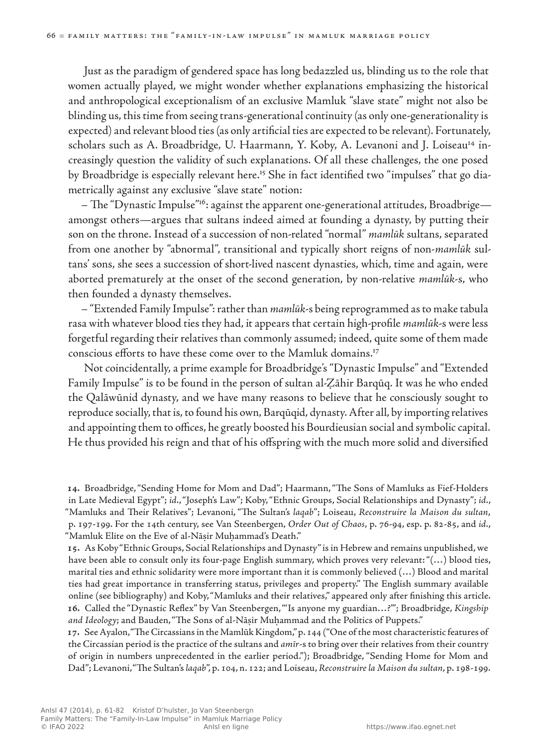Just as the paradigm of gendered space has long bedazzled us, blinding us to the role that women actually played, we might wonder whether explanations emphasizing the historical and anthropological exceptionalism of an exclusive Mamluk "slave state" might not also be blinding us, this time from seeing trans-generational continuity (as only one-generationality is expected) and relevant blood ties (as only artificial ties are expected to be relevant). Fortunately, scholars such as A. Broadbridge, U. Haarmann, Y. Koby, A. Levanoni and J. Loiseau[14] increasingly question the validity of such explanations. Of all these challenges, the one posed by Broadbridge is especially relevant here.[15] She in fact identified two "impulses" that go diametrically against any exclusive "slave state" notion:

– The "Dynastic Impulse"[16]: against the apparent one-generational attitudes, Broadbrige—amongst others—argues that sultans indeed aimed at founding a dynasty, by putting their son on the throne. Instead of a succession of non-related "normal" *mamlūk* sultans, separated from one another by "abnormal", transitional and typically short reigns of non-*mamlūk* sultans' sons, she sees a succession of short-lived nascent dynasties, which, time and again, were aborted prematurely at the onset of the second generation, by non-relative *mamlūk*-s, who then founded a dynasty themselves.

– "Extended Family Impulse": rather than *mamlūk*-s being reprogrammed as to make tabula rasa with whatever blood ties they had, it appears that certain high-profile *mamlūk*-s were less forgetful regarding their relatives than commonly assumed; indeed, quite some of them made conscious efforts to have these come over to the Mamluk domains.[17]

Not coincidentally, a prime example for Broadbridge's "Dynastic Impulse" and "Extended Family Impulse" is to be found in the person of sultan al-Ẓāhir Barqūq. It was he who ended the Qalāwūnid dynasty, and we have many reasons to believe that he consciously sought to reproduce socially, that is, to found his own, Barqūqid, dynasty. After all, by importing relatives and appointing them to offices, he greatly boosted his Bourdieusian social and symbolic capital. He thus provided his reign and that of his offspring with the much more solid and diversified

14. Broadbridge, "Sending Home for Mom and Dad"; Haarmann, "The Sons of Mamluks as Fief-Holders in Late Medieval Egypt"; *id*., "Joseph's Law"; Koby, "Ethnic Groups, Social Relationships and Dynasty"; *id*., "Mamluks and Their Relatives"; Levanoni, "The Sultan's *laqab*"; Loiseau, *Reconstruire la Maison du sultan*, p. 197-199. For the 14th century, see Van Steenbergen, *Order Out of Chaos*, p. 76-94, esp. p. 82-85, and *id*., "Mamluk Elite on the Eve of al-Nāṣir Muḥammad's Death."

15. As Koby "Ethnic Groups, Social Relationships and Dynasty" is in Hebrew and remains unpublished, we have been able to consult only its four-page English summary, which proves very relevant: "(…) blood ties, marital ties and ethnic solidarity were more important than it is commonly believed (…) Blood and marital ties had great importance in transferring status, privileges and property." The English summary available online (see bibliography) and Koby, "Mamluks and their relatives," appeared only after finishing this article.

16. Called the "Dynastic Reflex" by Van Steenbergen, "'Is anyone my guardian…?'"; Broadbridge, *Kingship and Ideology*; and Bauden, "The Sons of al-Nāṣir Muḥammad and the Politics of Puppets."

17. See Ayalon, "The Circassians in the Mamlūk Kingdom," p. 144 ("One of the most characteristic features of the Circassian period is the practice of the sultans and *amīr*-s to bring over their relatives from their country of origin in numbers unprecedented in the earlier period."); Broadbridge, "Sending Home for Mom and Dad"; Levanoni, "The Sultan's *laqab*", p. 104, n. 122; and Loiseau, *Reconstruire la Maison du sultan*, p. 198-199.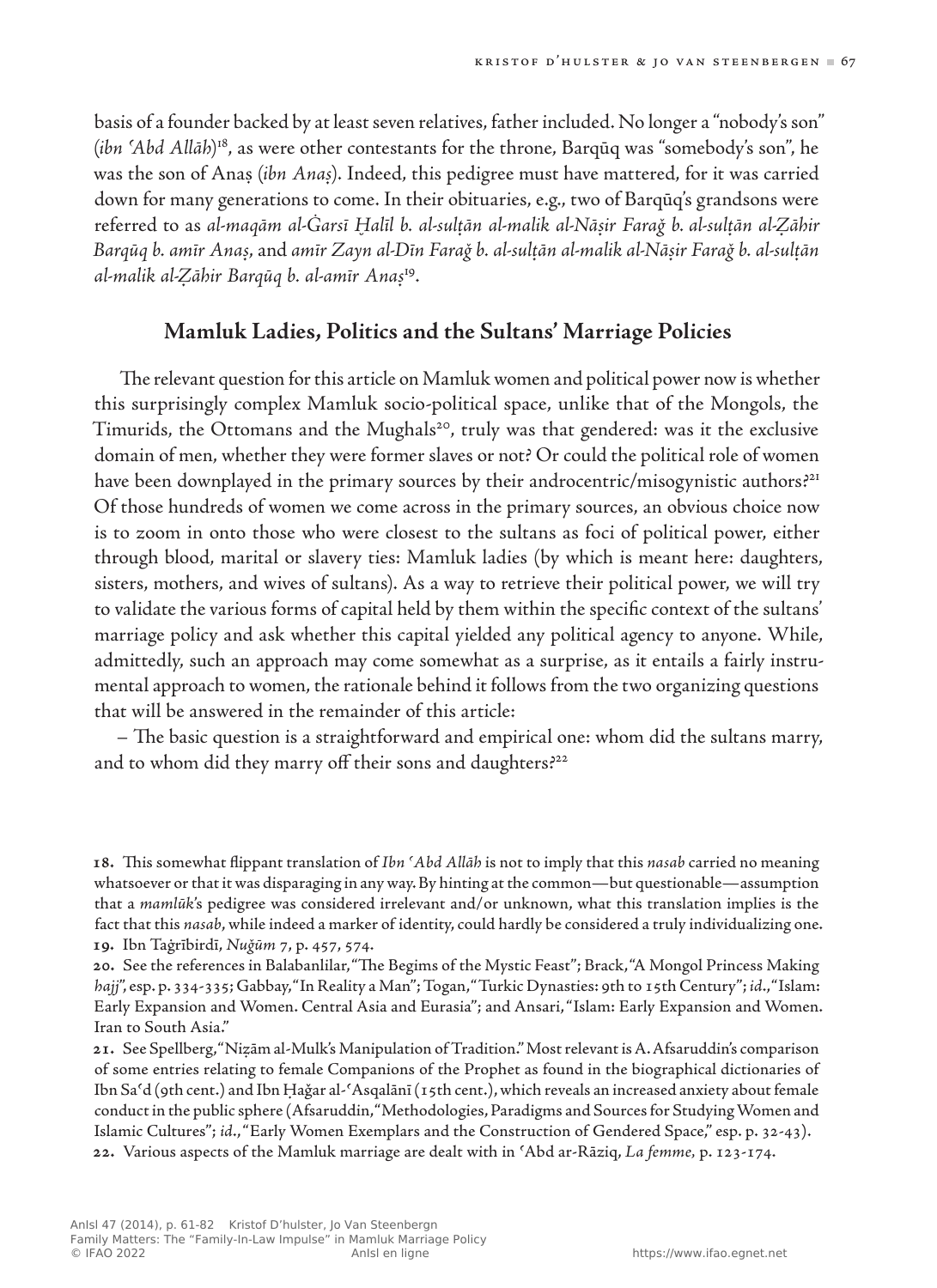basis of a founder backed by at least seven relatives, father included. No longer a "nobody's son" (*ibn ʿAbd Allāh*)[18], as were other contestants for the throne, Barqūq was "somebody's son", he was the son of Anaṣ (*ibn Anaṣ*). Indeed, this pedigree must have mattered, for it was carried down for many generations to come. In their obituaries, e.g., two of Barqūq's grandsons were referred to as *al-maqām al-Ġarsī Ḫalīl b. al-sulṭān al-malik al-Nāṣir Farağ b. al-sulṭān al-Ẓāhir Barqūq b. amīr Anaṣ*, and *amīr Zayn al-Dīn Farağ b. al-sulṭān al-malik al-Nāṣir Farağ b. al-sulṭān al-malik al-Ẓāhir Barqūq b. al-amīr Anaṣ*[19].

## Mamluk Ladies, Politics and the Sultans' Marriage Policies

The relevant question for this article on Mamluk women and political power now is whether this surprisingly complex Mamluk socio-political space, unlike that of the Mongols, the Timurids, the Ottomans and the Mughals[20], truly was that gendered: was it the exclusive domain of men, whether they were former slaves or not? Or could the political role of women have been downplayed in the primary sources by their androcentric/misogynistic authors?[21] Of those hundreds of women we come across in the primary sources, an obvious choice now is to zoom in onto those who were closest to the sultans as foci of political power, either through blood, marital or slavery ties: Mamluk ladies (by which is meant here: daughters, sisters, mothers, and wives of sultans). As a way to retrieve their political power, we will try to validate the various forms of capital held by them within the specific context of the sultans' marriage policy and ask whether this capital yielded any political agency to anyone. While, admittedly, such an approach may come somewhat as a surprise, as it entails a fairly instrumental approach to women, the rationale behind it follows from the two organizing questions that will be answered in the remainder of this article:

– The basic question is a straightforward and empirical one: whom did the sultans marry, and to whom did they marry off their sons and daughters?[22]

---

**18.** This somewhat flippant translation of *Ibn ʿAbd Allāh* is not to imply that this *nasab* carried no meaning whatsoever or that it was disparaging in any way. By hinting at the common—but questionable—assumption that a *mamlūk*'s pedigree was considered irrelevant and/or unknown, what this translation implies is the fact that this *nasab*, while indeed a marker of identity, could hardly be considered a truly individualizing one.

**19.** Ibn Taġrībirdī, *Nuğūm* 7, p. 457, 574.

**20.** See the references in Balabanlilar, "The Begims of the Mystic Feast"; Brack, "A Mongol Princess Making *hajj*", esp. p. 334-335; Gabbay, "In Reality a Man"; Togan, "Turkic Dynasties: 9th to 15th Century"; *id.*, "Islam: Early Expansion and Women. Central Asia and Eurasia"; and Ansari, "Islam: Early Expansion and Women. Iran to South Asia."

**21.** See Spellberg, "Niẓām al-Mulk's Manipulation of Tradition." Most relevant is A. Afsaruddin's comparison of some entries relating to female Companions of the Prophet as found in the biographical dictionaries of Ibn Saʿd (9th cent.) and Ibn Ḥağar al-ʿAsqalānī (15th cent.), which reveals an increased anxiety about female conduct in the public sphere (Afsaruddin, "Methodologies, Paradigms and Sources for Studying Women and Islamic Cultures"; *id.*, "Early Women Exemplars and the Construction of Gendered Space," esp. p. 32-43).

**22.** Various aspects of the Mamluk marriage are dealt with in ʿAbd ar-Rāziq, *La femme,* p. 123-174.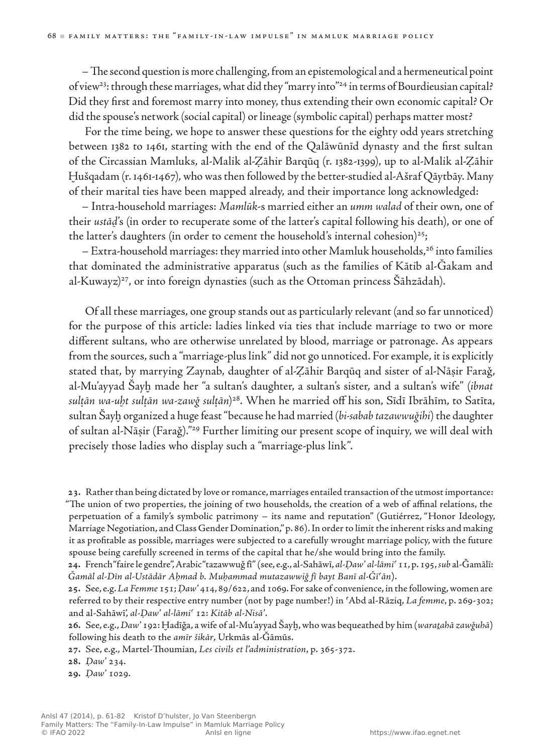– The second question is more challenging, from an epistemological and a hermeneutical point of view[23]: through these marriages, what did they "marry into"[24] in terms of Bourdieusian capital? Did they first and foremost marry into money, thus extending their own economic capital? Or did the spouse's network (social capital) or lineage (symbolic capital) perhaps matter most?

For the time being, we hope to answer these questions for the eighty odd years stretching between 1382 to 1461, starting with the end of the Qalāwūnīd dynasty and the first sultan of the Circassian Mamluks, al-Malik al-Ẓāhir Barqūq (r. 1382-1399), up to al-Malik al-Ẓāhir Ḫušqadam (r. 1461-1467), who was then followed by the better-studied al-Ašraf Qāytbāy. Many of their marital ties have been mapped already, and their importance long acknowledged:

– Intra-household marriages: *Mamlūk*-s married either an *umm walad* of their own, one of their *ustāḏ*'s (in order to recuperate some of the latter's capital following his death), or one of the latter's daughters (in order to cement the household's internal cohesion)[25];

– Extra-household marriages: they married into other Mamluk households,[26] into families that dominated the administrative apparatus (such as the families of Kātib al-Ǧakam and al-Kuwayz)[27], or into foreign dynasties (such as the Ottoman princess Šāhzādah).

Of all these marriages, one group stands out as particularly relevant (and so far unnoticed) for the purpose of this article: ladies linked via ties that include marriage to two or more different sultans, who are otherwise unrelated by blood, marriage or patronage. As appears from the sources, such a "marriage-plus link" did not go unnoticed. For example, it is explicitly stated that, by marrying Zaynab, daughter of al-Ẓāhir Barqūq and sister of al-Nāṣir Faraǧ, al-Mu'ayyad Šayḫ made her "a sultan's daughter, a sultan's sister, and a sultan's wife" (*ibnat sulṭān wa-uḫt sulṭān wa-zawǧ sulṭān*)[28]. When he married off his son, Sīdī Ibrāhīm, to Satīta, sultan Šayḫ organized a huge feast "because he had married (*bi-sabab tazawwuǧihi*) the daughter of sultan al-Nāṣir (Faraǧ)."[29] Further limiting our present scope of inquiry, we will deal with precisely those ladies who display such a "marriage-plus link".

---

23. Rather than being dictated by love or romance, marriages entailed transaction of the utmost importance: "The union of two properties, the joining of two households, the creation of a web of affinal relations, the perpetuation of a family's symbolic patrimony – its name and reputation" (Gutiérrez, "Honor Ideology, Marriage Negotiation, and Class Gender Domination," p. 86). In order to limit the inherent risks and making it as profitable as possible, marriages were subjected to a carefully wrought marriage policy, with the future spouse being carefully screened in terms of the capital that he/she would bring into the family.

24. French "faire le gendre", Arabic "tazawwuǧ fī" (see, e.g., al-Sahāwī, *al-Ḍaw' al-lāmiʿ* 11, p. 195, *sub* al-Ǧamālī: *Ǧamāl al-Dīn al-Ustādār Aḥmad b. Muḥammad mutazawwiǧ fī bayt Banī al-Ǧīʿān*).

25. See, e.g. *La Femme* 151; *Ḍaw'* 414, 89/622, and 1069. For sake of convenience, in the following, women are referred to by their respective entry number (not by page number!) in ʿAbd al-Rāziq, *La femme*, p. 269-302; and al-Sahāwī, *al-Ḍaw' al-lāmiʿ* 12: *Kitāb al-Nisā'*.

26. See, e.g., *Daw'* 192: Ḫadīǧa, a wife of al-Mu'ayyad Šayḫ, who was bequeathed by him (*waraṯahā zawǧuhā*) following his death to the *amīr šikār*, Urkmās al-Ǧāmūs.

27. See, e.g., Martel-Thoumian, *Les civils et l'administration*, p. 365-372.

28. *Ḍaw'* 234.

29. *Ḍaw'* 1029.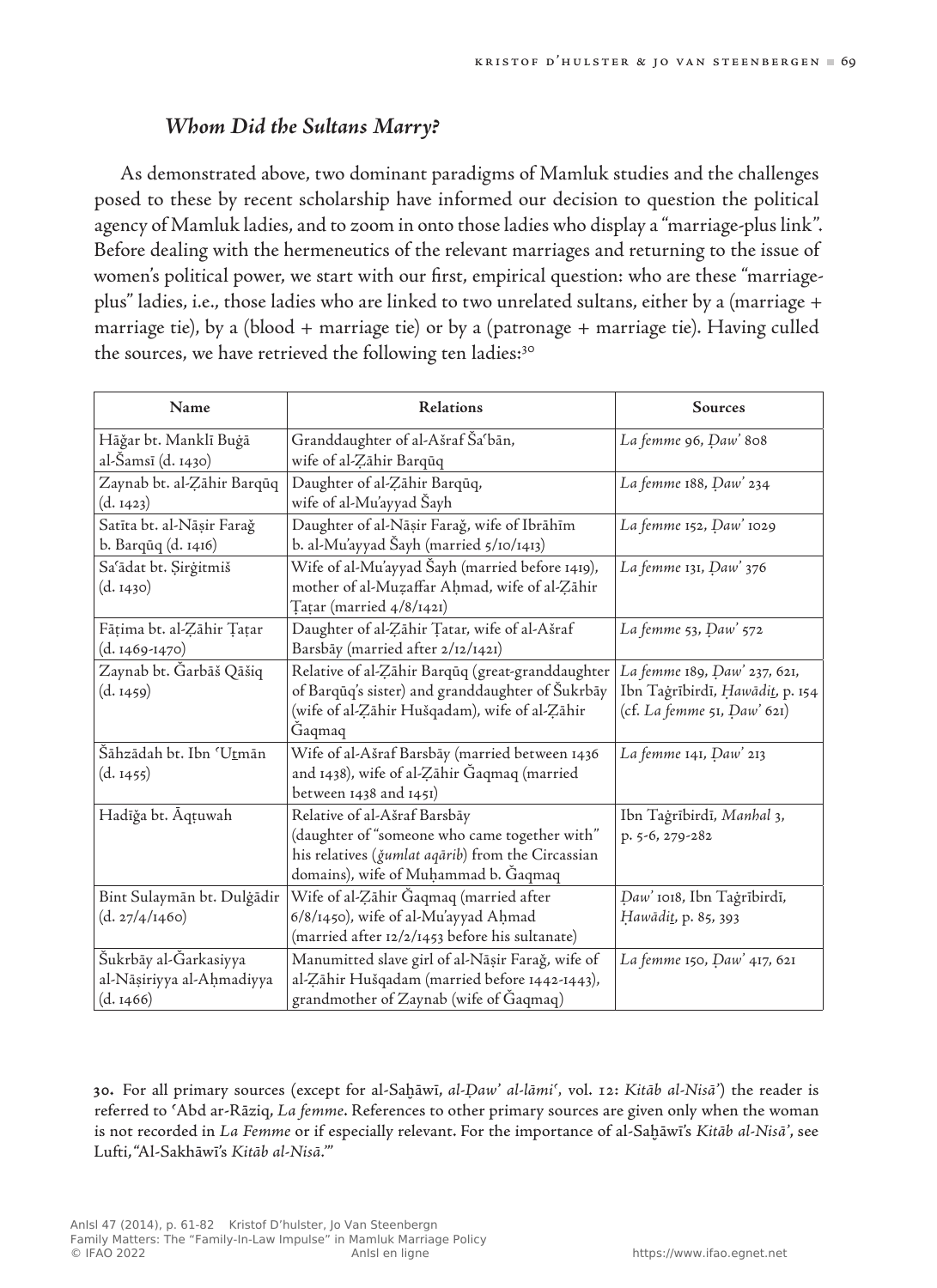### *Whom Did the Sultans Marry?*

As demonstrated above, two dominant paradigms of Mamluk studies and the challenges posed to these by recent scholarship have informed our decision to question the political agency of Mamluk ladies, and to zoom in onto those ladies who display a "marriage-plus link". Before dealing with the hermeneutics of the relevant marriages and returning to the issue of women's political power, we start with our first, empirical question: who are these "marriage-plus" ladies, i.e., those ladies who are linked to two unrelated sultans, either by a (marriage + marriage tie), by a (blood + marriage tie) or by a (patronage + marriage tie). Having culled the sources, we have retrieved the following ten ladies:[30]

| Name | Relations | Sources |
|---|---|---|
| Hāǧar bt. Manklī Buġā al-Šamsī (d. 1430) | Granddaughter of al-Ašraf Šaʿbān, wife of al-Ẓāhir Barqūq | *La femme* 96, *Ḍaw'* 808 |
| Zaynab bt. al-Ẓāhir Barqūq (d. 1423) | Daughter of al-Ẓāhir Barqūq, wife of al-Mu'ayyad Šayh | *La femme* 188, *Ḍaw'* 234 |
| Satīta bt. al-Nāṣir Faraǧ b. Barqūq (d. 1416) | Daughter of al-Nāṣir Faraǧ, wife of Ibrāhīm b. al-Mu'ayyad Šayh (married 5/10/1413) | *La femme* 152, *Ḍaw'* 1029 |
| Saʿādat bt. Ṣirġitmiš (d. 1430) | Wife of al-Mu'ayyad Šayh (married before 1419), mother of al-Muẓaffar Aḥmad, wife of al-Ẓāhir Ṭaṭar (married 4/8/1421) | *La femme* 131, *Ḍaw'* 376 |
| Fāṭima bt. al-Ẓāhir Ṭaṭar (d. 1469-1470) | Daughter of al-Ẓāhir Ṭatar, wife of al-Ašraf Barsbāy (married after 2/12/1421) | *La femme* 53, *Ḍaw'* 572 |
| Zaynab bt. Ǧarbāš Qāšiq (d. 1459) | Relative of al-Ẓāhir Barqūq (great-granddaughter of Barqūq's sister) and granddaughter of Šukrbāy (wife of al-Ẓāhir Hušqadam), wife of al-Ẓāhir Ǧaqmaq | *La femme* 189, *Ḍaw'* 237, 621, Ibn Taġrībirdī, *Ḥawādiṯ*, p. 154 (cf. *La femme* 51, *Ḍaw'* 621) |
| Šāhzādah bt. Ibn ʿUṯmān (d. 1455) | Wife of al-Ašraf Barsbāy (married between 1436 and 1438), wife of al-Ẓāhir Ǧaqmaq (married between 1438 and 1451) | *La femme* 141, *Ḍaw'* 213 |
| Hadīǧa bt. Āqṭuwah | Relative of al-Ašraf Barsbāy (daughter of "someone who came together with" his relatives (*ǧumlat aqārib*) from the Circassian domains), wife of Muḥammad b. Ǧaqmaq | Ibn Taġrībirdī, *Manhal* 3, p. 5-6, 279-282 |
| Bint Sulaymān bt. Dulġādir (d. 27/4/1460) | Wife of al-Ẓāhir Ǧaqmaq (married after 6/8/1450), wife of al-Mu'ayyad Aḥmad (married after 12/2/1453 before his sultanate) | *Ḍaw'* 1018, Ibn Taġrībirdī, *Ḥawādiṯ*, p. 85, 393 |
| Šukrbāy al-Ǧarkasiyya al-Nāṣiriyya al-Aḥmadiyya (d. 1466) | Manumitted slave girl of al-Nāṣir Faraǧ, wife of al-Ẓāhir Hušqadam (married before 1442-1443), grandmother of Zaynab (wife of Ǧaqmaq) | *La femme* 150, *Ḍaw'* 417, 621 |

30. For all primary sources (except for al-Saḫāwī, *al-Ḍaw' al-lāmiʿ*, vol. 12: *Kitāb al-Nisā'*) the reader is referred to ʿAbd ar-Rāziq, *La femme*. References to other primary sources are given only when the woman is not recorded in *La Femme* or if especially relevant. For the importance of al-Saḫāwī's *Kitāb al-Nisā'*, see Lufti, "Al-Sakhāwī's *Kitāb al-Nisā*."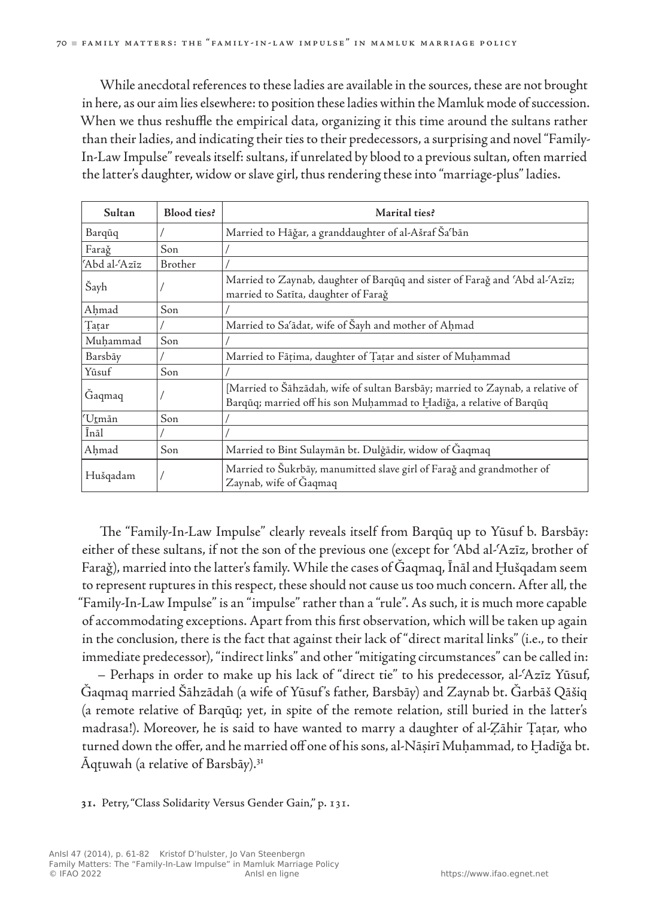While anecdotal references to these ladies are available in the sources, these are not brought in here, as our aim lies elsewhere: to position these ladies within the Mamluk mode of succession. When we thus reshuffle the empirical data, organizing it this time around the sultans rather than their ladies, and indicating their ties to their predecessors, a surprising and novel "Family-In-Law Impulse" reveals itself: sultans, if unrelated by blood to a previous sultan, often married the latter's daughter, widow or slave girl, thus rendering these into "marriage-plus" ladies.

| Sultan | Blood ties? | Marital ties? |
|---|---|---|
| Barqūq | / | Married to Hāǧar, a granddaughter of al-Ašraf Šaʿbān |
| Faraǧ | Son | / |
| ʿAbd al-ʿAzīz | Brother | / |
| Šayh | / | Married to Zaynab, daughter of Barqūq and sister of Faraǧ and ʿAbd al-ʿAzīz; married to Satīta, daughter of Faraǧ |
| Aḥmad | Son | / |
| Ṭaṭar | / | Married to Saʿādat, wife of Šayh and mother of Aḥmad |
| Muḥammad | Son | / |
| Barsbāy | / | Married to Fāṭima, daughter of Ṭaṭar and sister of Muḥammad |
| Yūsuf | Son | / |
| Ǧaqmaq | / | [Married to Šāhzādah, wife of sultan Barsbāy; married to Zaynab, a relative of Barqūq; married off his son Muḥammad to Ḫadīǧa, a relative of Barqūq |
| ʿUṯmān | Son | / |
| Īnāl | / | / |
| Aḥmad | Son | Married to Bint Sulaymān bt. Dulġādir, widow of Ǧaqmaq |
| Hušqadam | / | Married to Šukrbāy, manumitted slave girl of Faraǧ and grandmother of Zaynab, wife of Ǧaqmaq |

The "Family-In-Law Impulse" clearly reveals itself from Barqūq up to Yūsuf b. Barsbāy: either of these sultans, if not the son of the previous one (except for ʿAbd al-ʿAzīz, brother of Faraǧ), married into the latter's family. While the cases of Ǧaqmaq, Īnāl and Ḫušqadam seem to represent ruptures in this respect, these should not cause us too much concern. After all, the "Family-In-Law Impulse" is an "impulse" rather than a "rule". As such, it is much more capable of accommodating exceptions. Apart from this first observation, which will be taken up again in the conclusion, there is the fact that against their lack of "direct marital links" (i.e., to their immediate predecessor), "indirect links" and other "mitigating circumstances" can be called in:

– Perhaps in order to make up his lack of "direct tie" to his predecessor, al-ʿAzīz Yūsuf, Ǧaqmaq married Šāhzādah (a wife of Yūsuf's father, Barsbāy) and Zaynab bt. Ǧarbāš Qāšiq (a remote relative of Barqūq; yet, in spite of the remote relation, still buried in the latter's madrasa!). Moreover, he is said to have wanted to marry a daughter of al-Ẓāhir Ṭaṭar, who turned down the offer, and he married off one of his sons, al-Nāṣirī Muḥammad, to Ḫadīǧa bt. Āqṭuwah (a relative of Barsbāy).[31]

31. Petry, "Class Solidarity Versus Gender Gain," p. 131.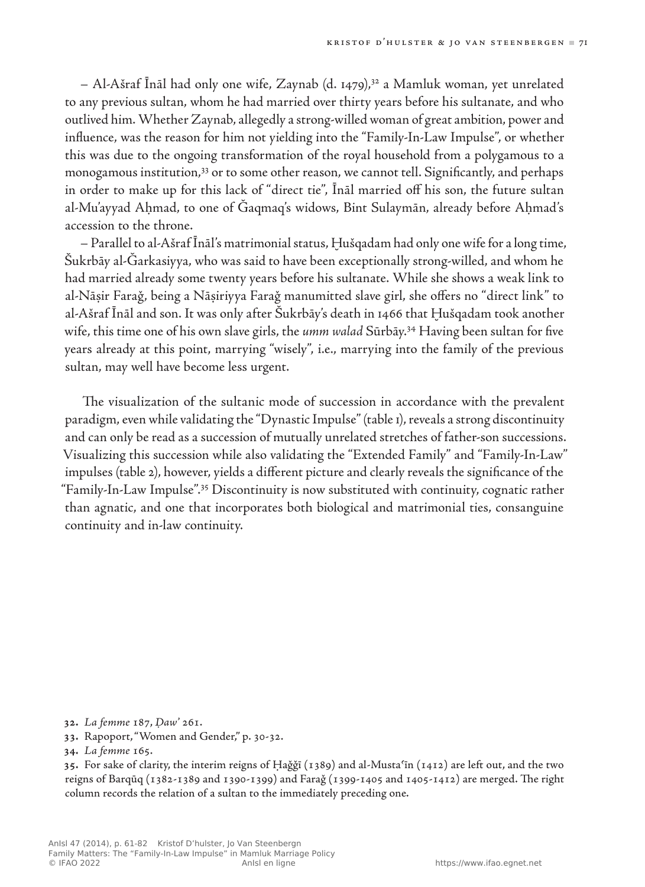– Al-Ašraf Īnāl had only one wife, Zaynab (d. 1479),[32] a Mamluk woman, yet unrelated to any previous sultan, whom he had married over thirty years before his sultanate, and who outlived him. Whether Zaynab, allegedly a strong-willed woman of great ambition, power and influence, was the reason for him not yielding into the "Family-In-Law Impulse", or whether this was due to the ongoing transformation of the royal household from a polygamous to a monogamous institution,[33] or to some other reason, we cannot tell. Significantly, and perhaps in order to make up for this lack of "direct tie", Īnāl married off his son, the future sultan al-Muʾayyad Aḥmad, to one of Ǧaqmaq's widows, Bint Sulaymān, already before Aḥmad's accession to the throne.

– Parallel to al-Ašraf Īnāl's matrimonial status, Ḫušqadam had only one wife for a long time, Šukrbāy al-Ǧarkasiyya, who was said to have been exceptionally strong-willed, and whom he had married already some twenty years before his sultanate. While she shows a weak link to al-Nāṣir Faraǧ, being a Nāṣiriyya Faraǧ manumitted slave girl, she offers no "direct link" to al-Ašraf Īnāl and son. It was only after Šukrbāy's death in 1466 that Ḫušqadam took another wife, this time one of his own slave girls, the *umm walad* Sūrbāy.[34] Having been sultan for five years already at this point, marrying "wisely", i.e., marrying into the family of the previous sultan, may well have become less urgent.

The visualization of the sultanic mode of succession in accordance with the prevalent paradigm, even while validating the "Dynastic Impulse" (table 1), reveals a strong discontinuity and can only be read as a succession of mutually unrelated stretches of father-son successions. Visualizing this succession while also validating the "Extended Family" and "Family-In-Law" impulses (table 2), however, yields a different picture and clearly reveals the significance of the "Family-In-Law Impulse".[35] Discontinuity is now substituted with continuity, cognatic rather than agnatic, and one that incorporates both biological and matrimonial ties, consanguine continuity and in-law continuity.

32. *La femme* 187, *Ḍaw'* 261.

33. Rapoport, "Women and Gender," p. 30-32.

34. *La femme* 165.

35. For sake of clarity, the interim reigns of Ḥaǧǧī (1389) and al-Mustaʿīn (1412) are left out, and the two reigns of Barqūq (1382-1389 and 1390-1399) and Faraǧ (1399-1405 and 1405-1412) are merged. The right column records the relation of a sultan to the immediately preceding one.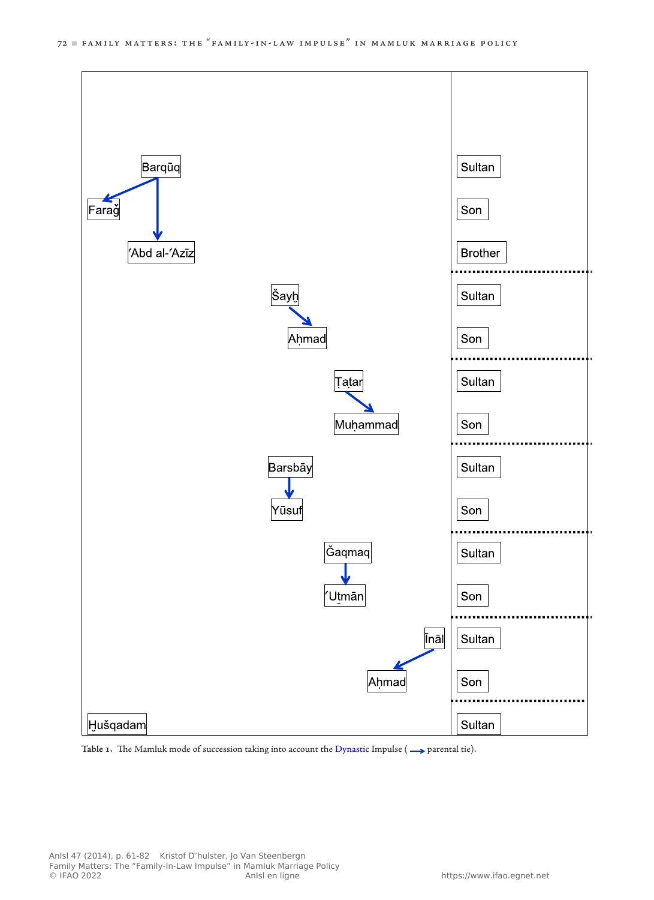| Sultan / Successor | Relation |
|---|---|
| Barqūq | Sultan |
| Farağ (→ parental tie from Barqūq) | Son |
| ʿAbd al-ʿAzīz (→ parental tie from Barqūq) | Brother |
| Šayḫ | Sultan |
| Aḥmad (→ parental tie from Šayḫ) | Son |
| Ṭaṭar | Sultan |
| Muḥammad (→ parental tie from Ṭaṭar) | Son |
| Barsbāy | Sultan |
| Yūsuf (→ parental tie from Barsbāy) | Son |
| Ǧaqmaq | Sultan |
| ʿUṯmān (→ parental tie from Ǧaqmaq) | Son |
| Īnāl | Sultan |
| Aḥmad (→ parental tie from Īnāl) | Son |
| Ḫušqadam | Sultan |

**Table 1.** The Mamluk mode of succession taking into account the Dynastic Impulse (→ parental tie).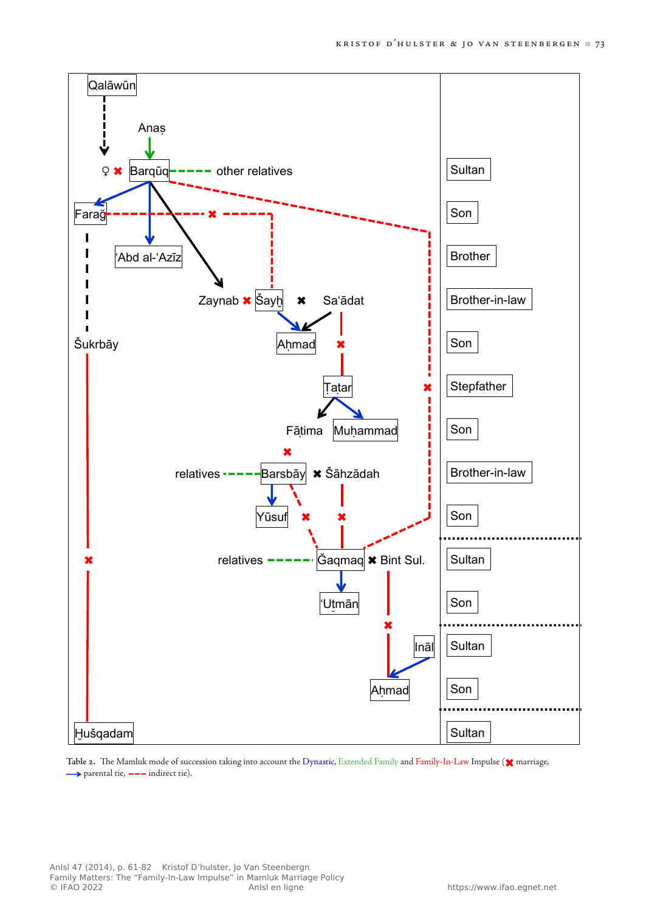Table 2. The Mamluk mode of succession taking into account the Dynastic, Extended Family and Family-In-Law Impulse (✖ marriage, ⟶ parental tie, - - - indirect tie).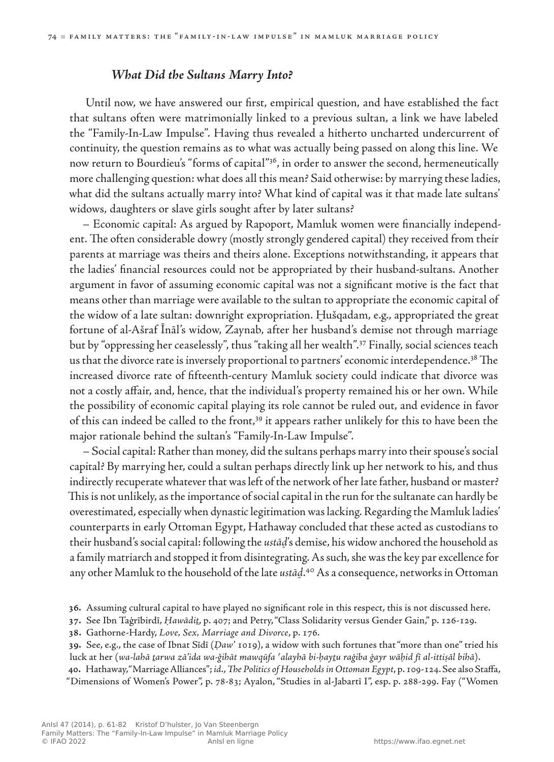### *What Did the Sultans Marry Into?*

Until now, we have answered our first, empirical question, and have established the fact that sultans often were matrimonially linked to a previous sultan, a link we have labeled the "Family-In-Law Impulse". Having thus revealed a hitherto uncharted undercurrent of continuity, the question remains as to what was actually being passed on along this line. We now return to Bourdieu's "forms of capital"[36], in order to answer the second, hermeneutically more challenging question: what does all this mean? Said otherwise: by marrying these ladies, what did the sultans actually marry into? What kind of capital was it that made late sultans' widows, daughters or slave girls sought after by later sultans?

– Economic capital: As argued by Rapoport, Mamluk women were financially independent. The often considerable dowry (mostly strongly gendered capital) they received from their parents at marriage was theirs and theirs alone. Exceptions notwithstanding, it appears that the ladies' financial resources could not be appropriated by their husband-sultans. Another argument in favor of assuming economic capital was not a significant motive is the fact that means other than marriage were available to the sultan to appropriate the economic capital of the widow of a late sultan: downright expropriation. Ḫušqadam, e.g., appropriated the great fortune of al-Ašraf Īnāl's widow, Zaynab, after her husband's demise not through marriage but by "oppressing her ceaselessly", thus "taking all her wealth".[37] Finally, social sciences teach us that the divorce rate is inversely proportional to partners' economic interdependence.[38] The increased divorce rate of fifteenth-century Mamluk society could indicate that divorce was not a costly affair, and, hence, that the individual's property remained his or her own. While the possibility of economic capital playing its role cannot be ruled out, and evidence in favor of this can indeed be called to the front,[39] it appears rather unlikely for this to have been the major rationale behind the sultan's "Family-In-Law Impulse".

– Social capital: Rather than money, did the sultans perhaps marry into their spouse's social capital? By marrying her, could a sultan perhaps directly link up her network to his, and thus indirectly recuperate whatever that was left of the network of her late father, husband or master? This is not unlikely, as the importance of social capital in the run for the sultanate can hardly be overestimated, especially when dynastic legitimation was lacking. Regarding the Mamluk ladies' counterparts in early Ottoman Egypt, Hathaway concluded that these acted as custodians to their husband's social capital: following the *ustāḏ*'s demise, his widow anchored the household as a family matriarch and stopped it from disintegrating. As such, she was the key par excellence for any other Mamluk to the household of the late *ustāḏ*.[40] As a consequence, networks in Ottoman

36. Assuming cultural capital to have played no significant role in this respect, this is not discussed here.

37. See Ibn Taġrībirdī, *Ḥawādiṯ*, p. 407; and Petry, "Class Solidarity versus Gender Gain," p. 126-129.

38. Gathorne-Hardy, *Love, Sex, Marriage and Divorce*, p. 176.

39. See, e.g., the case of Ibnat Sīdī (*Ḍaw'* 1019), a widow with such fortunes that "more than one" tried his luck at her (*wa-lahā ṯarwa zā'ida wa-ǧihāt mawqūfa ʿalayhā bi-ḥayṯu raġiba ġayr wāḥid fī al-ittiṣāl bihā*).

40. Hathaway, "Marriage Alliances"; *id.*, *The Politics of Households in Ottoman Egypt*, p. 109-124. See also Staffa, "Dimensions of Women's Power", p. 78-83; Ayalon, "Studies in al-Jabartī I", esp. p. 288-299. Fay ("Women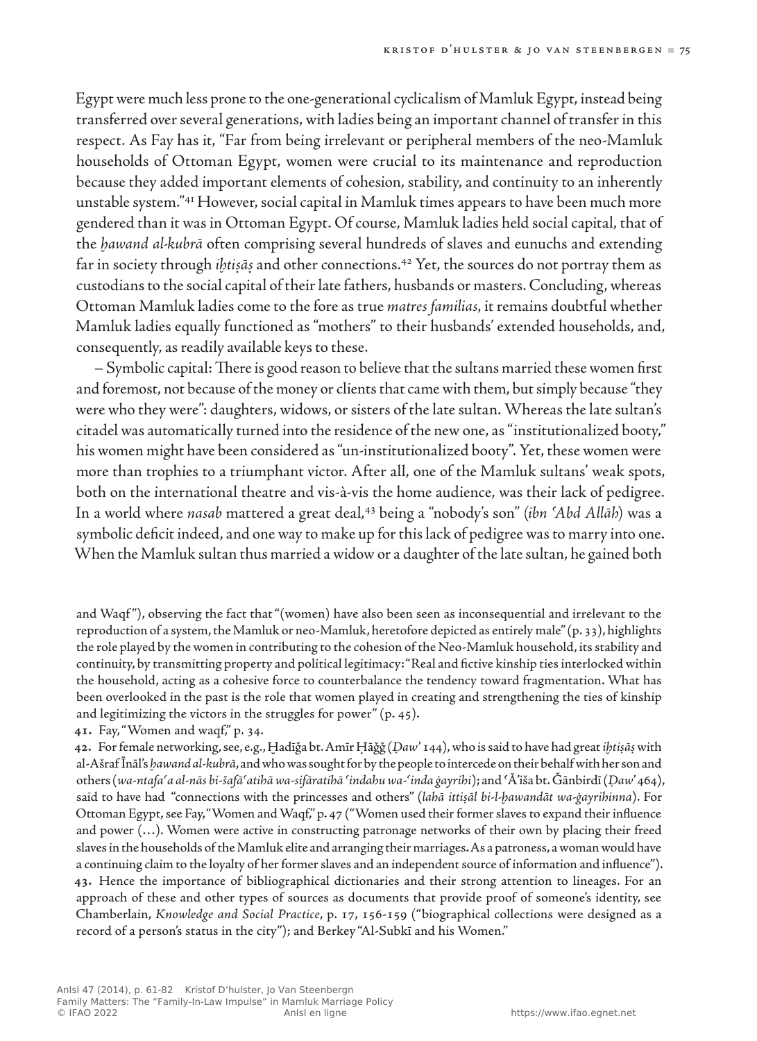Egypt were much less prone to the one-generational cyclicalism of Mamluk Egypt, instead being transferred over several generations, with ladies being an important channel of transfer in this respect. As Fay has it, "Far from being irrelevant or peripheral members of the neo-Mamluk households of Ottoman Egypt, women were crucial to its maintenance and reproduction because they added important elements of cohesion, stability, and continuity to an inherently unstable system."[41] However, social capital in Mamluk times appears to have been much more gendered than it was in Ottoman Egypt. Of course, Mamluk ladies held social capital, that of the *ḫawand al-kubrā* often comprising several hundreds of slaves and eunuchs and extending far in society through *iḫtiṣāṣ* and other connections.[42] Yet, the sources do not portray them as custodians to the social capital of their late fathers, husbands or masters. Concluding, whereas Ottoman Mamluk ladies come to the fore as true *matres familias*, it remains doubtful whether Mamluk ladies equally functioned as "mothers" to their husbands' extended households, and, consequently, as readily available keys to these.

– Symbolic capital: There is good reason to believe that the sultans married these women first and foremost, not because of the money or clients that came with them, but simply because "they were who they were": daughters, widows, or sisters of the late sultan. Whereas the late sultan's citadel was automatically turned into the residence of the new one, as "institutionalized booty," his women might have been considered as "un-institutionalized booty". Yet, these women were more than trophies to a triumphant victor. After all, one of the Mamluk sultans' weak spots, both on the international theatre and vis-à-vis the home audience, was their lack of pedigree. In a world where *nasab* mattered a great deal,[43] being a "nobody's son" (*ibn ʿAbd Allāh*) was a symbolic deficit indeed, and one way to make up for this lack of pedigree was to marry into one. When the Mamluk sultan thus married a widow or a daughter of the late sultan, he gained both

and Waqf"), observing the fact that "(women) have also been seen as inconsequential and irrelevant to the reproduction of a system, the Mamluk or neo-Mamluk, heretofore depicted as entirely male" (p. 33), highlights the role played by the women in contributing to the cohesion of the Neo-Mamluk household, its stability and continuity, by transmitting property and political legitimacy: "Real and fictive kinship ties interlocked within the household, acting as a cohesive force to counterbalance the tendency toward fragmentation. What has been overlooked in the past is the role that women played in creating and strengthening the ties of kinship and legitimizing the victors in the struggles for power" (p. 45).

**41.** Fay, "Women and waqf," p. 34.

**42.** For female networking, see, e.g., Ḫadīǧa bt. Amīr Ḥāǧǧ (*Ḍaw'* 144), who is said to have had great *iḫtiṣāṣ* with al-Ašraf Īnāl's *ḫawand al-kubrā*, and who was sought for by the people to intercede on their behalf with her son and others (*wa-ntafaʿa al-nās bi-šafāʿatihā wa-sifāratihā ʿindahu wa-ʿinda ġayrihi*); and ʿĀ'iša bt. Ǧānbirdī (*Ḍaw'* 464), said to have had "connections with the princesses and others" (*lahā ittiṣāl bi-l-ḫawandāt wa-ġayrihinna*). For Ottoman Egypt, see Fay, "Women and Waqf," p. 47 ("Women used their former slaves to expand their influence and power (…). Women were active in constructing patronage networks of their own by placing their freed slaves in the households of the Mamluk elite and arranging their marriages. As a patroness, a woman would have a continuing claim to the loyalty of her former slaves and an independent source of information and influence").

**43.** Hence the importance of bibliographical dictionaries and their strong attention to lineages. For an approach of these and other types of sources as documents that provide proof of someone's identity, see Chamberlain, *Knowledge and Social Practice*, p. 17, 156-159 ("biographical collections were designed as a record of a person's status in the city"); and Berkey "Al-Subkī and his Women."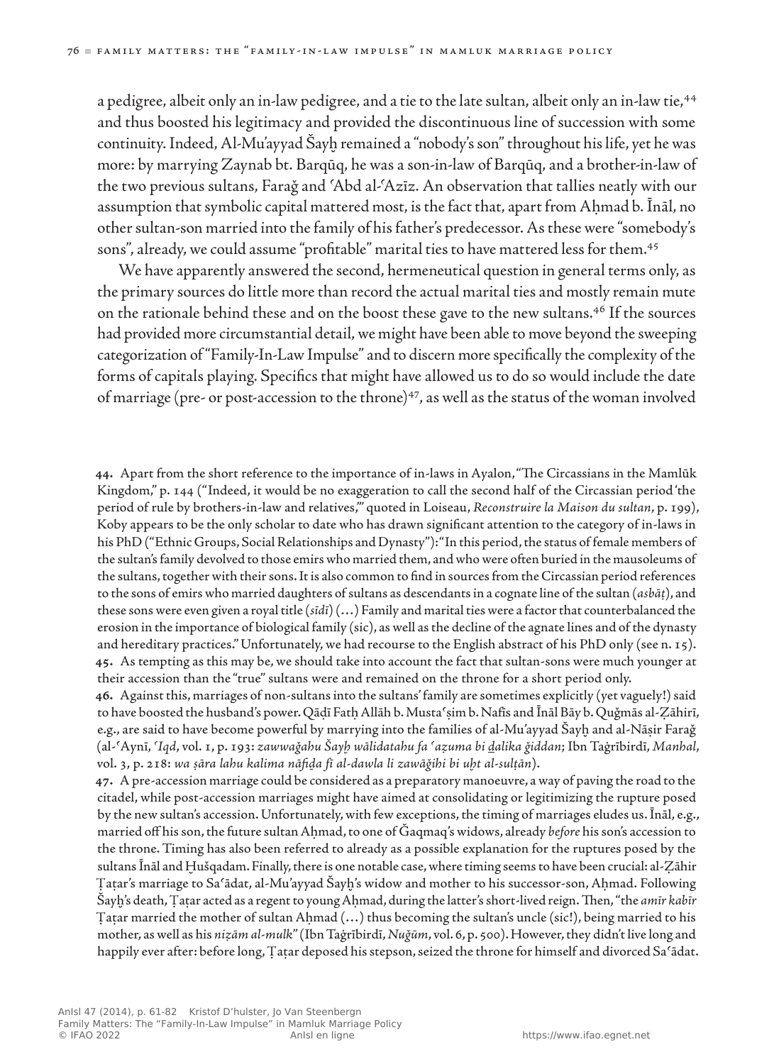a pedigree, albeit only an in-law pedigree, and a tie to the late sultan, albeit only an in-law tie,[44] and thus boosted his legitimacy and provided the discontinuous line of succession with some continuity. Indeed, Al-Mu'ayyad Šayḫ remained a "nobody's son" throughout his life, yet he was more: by marrying Zaynab bt. Barqūq, he was a son-in-law of Barqūq, and a brother-in-law of the two previous sultans, Faraǧ and ʿAbd al-ʿAzīz. An observation that tallies neatly with our assumption that symbolic capital mattered most, is the fact that, apart from Aḥmad b. Īnāl, no other sultan-son married into the family of his father's predecessor. As these were "somebody's sons", already, we could assume "profitable" marital ties to have mattered less for them.[45]

We have apparently answered the second, hermeneutical question in general terms only, as the primary sources do little more than record the actual marital ties and mostly remain mute on the rationale behind these and on the boost these gave to the new sultans.[46] If the sources had provided more circumstantial detail, we might have been able to move beyond the sweeping categorization of "Family-In-Law Impulse" and to discern more specifically the complexity of the forms of capitals playing. Specifics that might have allowed us to do so would include the date of marriage (pre- or post-accession to the throne)[47], as well as the status of the woman involved

**44.** Apart from the short reference to the importance of in-laws in Ayalon, "The Circassians in the Mamlūk Kingdom," p. 144 ("Indeed, it would be no exaggeration to call the second half of the Circassian period 'the period of rule by brothers-in-law and relatives,'" quoted in Loiseau, *Reconstruire la Maison du sultan*, p. 199), Koby appears to be the only scholar to date who has drawn significant attention to the category of in-laws in his PhD ("Ethnic Groups, Social Relationships and Dynasty"): "In this period, the status of female members of the sultan's family devolved to those emirs who married them, and who were often buried in the mausoleums of the sultans, together with their sons. It is also common to find in sources from the Circassian period references to the sons of emirs who married daughters of sultans as descendants in a cognate line of the sultan (*asbāṭ*), and these sons were even given a royal title (*sīdī*) (…) Family and marital ties were a factor that counterbalanced the erosion in the importance of biological family (sic), as well as the decline of the agnate lines and of the dynasty and hereditary practices." Unfortunately, we had recourse to the English abstract of his PhD only (see n. 15).

**45.** As tempting as this may be, we should take into account the fact that sultan-sons were much younger at their accession than the "true" sultans were and remained on the throne for a short period only.

**46.** Against this, marriages of non-sultans into the sultans' family are sometimes explicitly (yet vaguely!) said to have boosted the husband's power. Qāḍī Fatḥ Allāh b. Mustaʿṣim b. Nafīs and Īnāl Bāy b. Quǧmās al-Ẓāhirī, e.g., are said to have become powerful by marrying into the families of al-Mu'ayyad Šayḫ and al-Nāṣir Faraǧ (al-ʿAynī, *ʿIqd*, vol. 1, p. 193: *zawwaǧahu Šayḫ wālidatahu fa ʿaẓuma bi ḏalika ǧiddan*; Ibn Taġrībirdī, *Manhal*, vol. 3, p. 218: *wa ṣāra lahu kalima nāfiḏa fī al-dawla li zawāǧihi bi uḫt al-sulṭān*).

**47.** A pre-accession marriage could be considered as a preparatory manoeuvre, a way of paving the road to the citadel, while post-accession marriages might have aimed at consolidating or legitimizing the rupture posed by the new sultan's accession. Unfortunately, with few exceptions, the timing of marriages eludes us. Īnāl, e.g., married off his son, the future sultan Aḥmad, to one of Ǧaqmaq's widows, already *before* his son's accession to the throne. Timing has also been referred to already as a possible explanation for the ruptures posed by the sultans Īnāl and Ḫušqadam. Finally, there is one notable case, where timing seems to have been crucial: al-Ẓāhir Ṭaṭar's marriage to Saʿādat, al-Mu'ayyad Šayḫ's widow and mother to his successor-son, Aḥmad. Following Šayḫ's death, Ṭaṭar acted as a regent to young Aḥmad, during the latter's short-lived reign. Then, "the *amīr kabīr* Ṭaṭar married the mother of sultan Aḥmad (…) thus becoming the sultan's uncle (sic!), being married to his mother, as well as his *niẓām al-mulk*" (Ibn Taġrībirdī, *Nuǧūm*, vol. 6, p. 500). However, they didn't live long and happily ever after: before long, Ṭaṭar deposed his stepson, seized the throne for himself and divorced Saʿādat.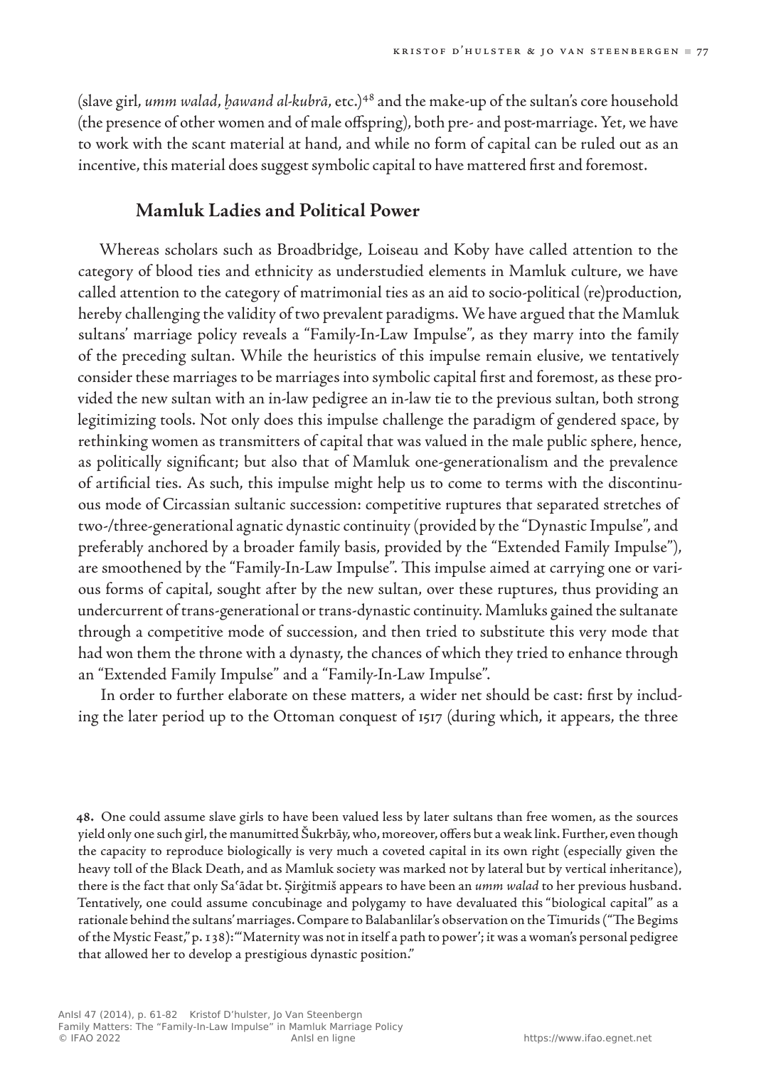(slave girl, *umm walad*, *ḫawand al-kubrā*, etc.)[48] and the make-up of the sultan's core household (the presence of other women and of male offspring), both pre- and post-marriage. Yet, we have to work with the scant material at hand, and while no form of capital can be ruled out as an incentive, this material does suggest symbolic capital to have mattered first and foremost.

## Mamluk Ladies and Political Power

Whereas scholars such as Broadbridge, Loiseau and Koby have called attention to the category of blood ties and ethnicity as understudied elements in Mamluk culture, we have called attention to the category of matrimonial ties as an aid to socio-political (re)production, hereby challenging the validity of two prevalent paradigms. We have argued that the Mamluk sultans' marriage policy reveals a "Family-In-Law Impulse", as they marry into the family of the preceding sultan. While the heuristics of this impulse remain elusive, we tentatively consider these marriages to be marriages into symbolic capital first and foremost, as these provided the new sultan with an in-law pedigree an in-law tie to the previous sultan, both strong legitimizing tools. Not only does this impulse challenge the paradigm of gendered space, by rethinking women as transmitters of capital that was valued in the male public sphere, hence, as politically significant; but also that of Mamluk one-generationalism and the prevalence of artificial ties. As such, this impulse might help us to come to terms with the discontinuous mode of Circassian sultanic succession: competitive ruptures that separated stretches of two-/three-generational agnatic dynastic continuity (provided by the "Dynastic Impulse", and preferably anchored by a broader family basis, provided by the "Extended Family Impulse"), are smoothened by the "Family-In-Law Impulse". This impulse aimed at carrying one or various forms of capital, sought after by the new sultan, over these ruptures, thus providing an undercurrent of trans-generational or trans-dynastic continuity. Mamluks gained the sultanate through a competitive mode of succession, and then tried to substitute this very mode that had won them the throne with a dynasty, the chances of which they tried to enhance through an "Extended Family Impulse" and a "Family-In-Law Impulse".

In order to further elaborate on these matters, a wider net should be cast: first by including the later period up to the Ottoman conquest of 1517 (during which, it appears, the three

48. One could assume slave girls to have been valued less by later sultans than free women, as the sources yield only one such girl, the manumitted Šukrbāy, who, moreover, offers but a weak link. Further, even though the capacity to reproduce biologically is very much a coveted capital in its own right (especially given the heavy toll of the Black Death, and as Mamluk society was marked not by lateral but by vertical inheritance), there is the fact that only Saʿādat bt. Ṣirġitmiš appears to have been an *umm walad* to her previous husband. Tentatively, one could assume concubinage and polygamy to have devaluated this "biological capital" as a rationale behind the sultans' marriages. Compare to Balabanlilar's observation on the Timurids ("The Begims of the Mystic Feast," p. 138): "'Maternity was not in itself a path to power'; it was a woman's personal pedigree that allowed her to develop a prestigious dynastic position."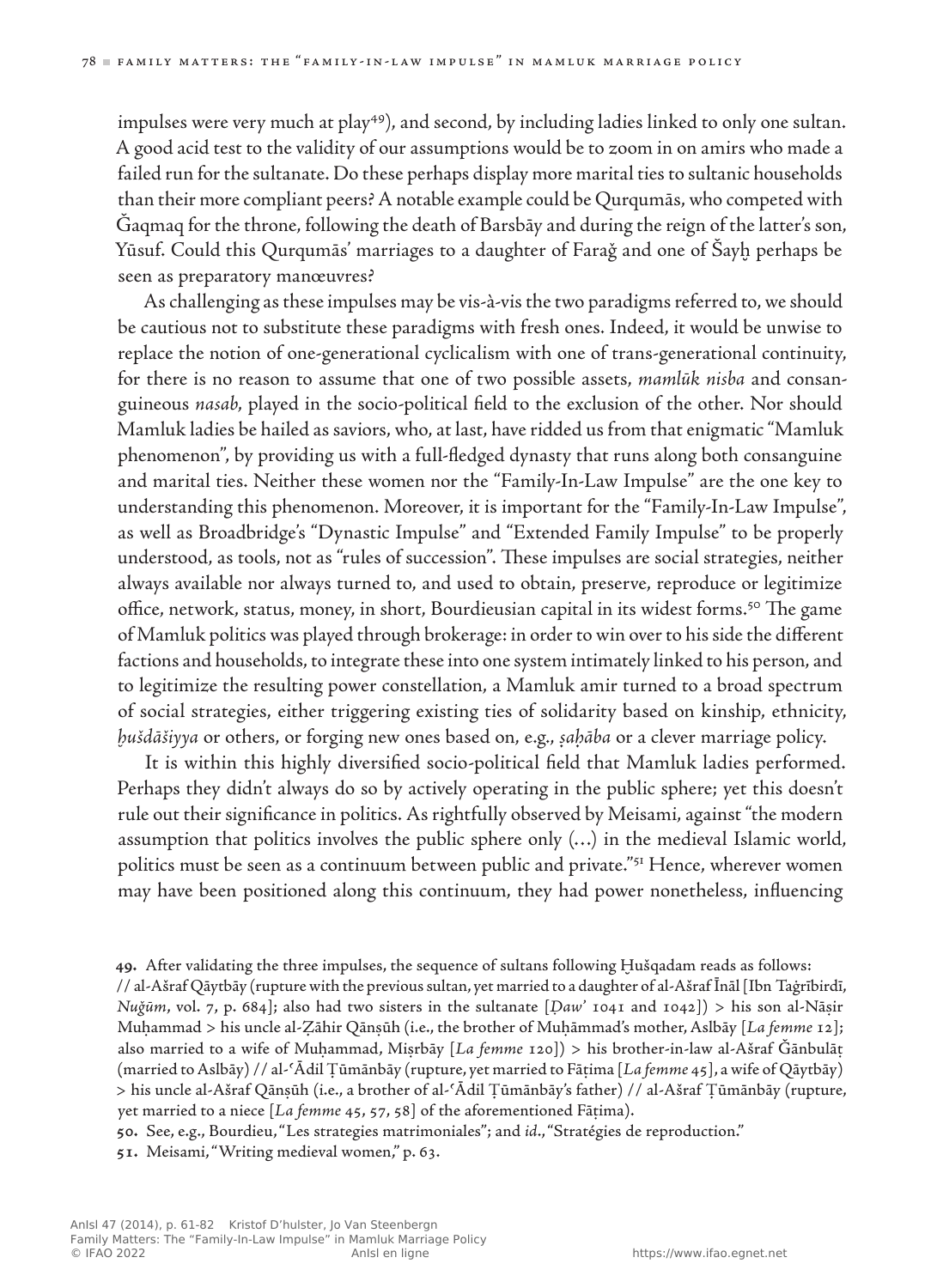impulses were very much at play[49]), and second, by including ladies linked to only one sultan. A good acid test to the validity of our assumptions would be to zoom in on amirs who made a failed run for the sultanate. Do these perhaps display more marital ties to sultanic households than their more compliant peers? A notable example could be Qurqumās, who competed with Ǧaqmaq for the throne, following the death of Barsbāy and during the reign of the latter's son, Yūsuf. Could this Qurqumās' marriages to a daughter of Faraǧ and one of Šayḫ perhaps be seen as preparatory manœuvres?

As challenging as these impulses may be vis-à-vis the two paradigms referred to, we should be cautious not to substitute these paradigms with fresh ones. Indeed, it would be unwise to replace the notion of one-generational cyclicalism with one of trans-generational continuity, for there is no reason to assume that one of two possible assets, *mamlūk nisba* and consanguineous *nasab*, played in the socio-political field to the exclusion of the other. Nor should Mamluk ladies be hailed as saviors, who, at last, have ridded us from that enigmatic "Mamluk phenomenon", by providing us with a full-fledged dynasty that runs along both consanguine and marital ties. Neither these women nor the "Family-In-Law Impulse" are the one key to understanding this phenomenon. Moreover, it is important for the "Family-In-Law Impulse", as well as Broadbridge's "Dynastic Impulse" and "Extended Family Impulse" to be properly understood, as tools, not as "rules of succession". These impulses are social strategies, neither always available nor always turned to, and used to obtain, preserve, reproduce or legitimize office, network, status, money, in short, Bourdieusian capital in its widest forms.[50] The game of Mamluk politics was played through brokerage: in order to win over to his side the different factions and households, to integrate these into one system intimately linked to his person, and to legitimize the resulting power constellation, a Mamluk amir turned to a broad spectrum of social strategies, either triggering existing ties of solidarity based on kinship, ethnicity, *ḫušdāšiyya* or others, or forging new ones based on, e.g., *ṣaḥāba* or a clever marriage policy.

It is within this highly diversified socio-political field that Mamluk ladies performed. Perhaps they didn't always do so by actively operating in the public sphere; yet this doesn't rule out their significance in politics. As rightfully observed by Meisami, against "the modern assumption that politics involves the public sphere only (…) in the medieval Islamic world, politics must be seen as a continuum between public and private."[51] Hence, wherever women may have been positioned along this continuum, they had power nonetheless, influencing

**49.** After validating the three impulses, the sequence of sultans following Ḫušqadam reads as follows: // al-Ašraf Qāytbāy (rupture with the previous sultan, yet married to a daughter of al-Ašraf Īnāl [Ibn Taġrībirdī, *Nuǧūm*, vol. 7, p. 684]; also had two sisters in the sultanate [*Ḍaw'* 1041 and 1042]) > his son al-Nāṣir Muḥammad > his uncle al-Ẓāhir Qānṣūh (i.e., the brother of Muḥāmmad's mother, Aslbāy [*La femme* 12]; also married to a wife of Muḥammad, Miṣrbāy [*La femme* 120]) > his brother-in-law al-Ašraf Ǧānbulāṭ (married to Aslbāy) // al-ʿĀdil Ṭūmānbāy (rupture, yet married to Fāṭima [*La femme* 45], a wife of Qāytbāy) > his uncle al-Ašraf Qānṣūh (i.e., a brother of al-ʿĀdil Ṭūmānbāy's father) // al-Ašraf Ṭūmānbāy (rupture, yet married to a niece [*La femme* 45, 57, 58] of the aforementioned Fāṭima).

**50.** See, e.g., Bourdieu, "Les strategies matrimoniales"; and *id*., "Stratégies de reproduction."

**51.** Meisami, "Writing medieval women," p. 63.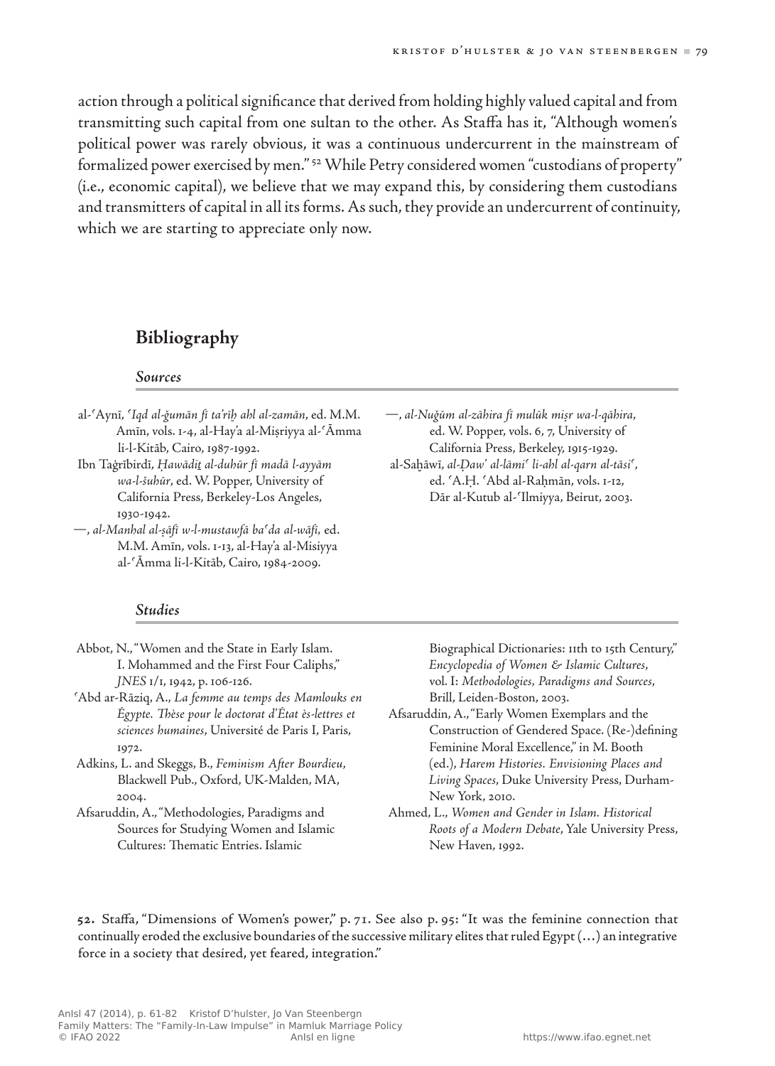action through a political significance that derived from holding highly valued capital and from transmitting such capital from one sultan to the other. As Staffa has it, "Although women's political power was rarely obvious, it was a continuous undercurrent in the mainstream of formalized power exercised by men." [52] While Petry considered women "custodians of property" (i.e., economic capital), we believe that we may expand this, by considering them custodians and transmitters of capital in all its forms. As such, they provide an undercurrent of continuity, which we are starting to appreciate only now.

## Bibliography

### *Sources*

al-ʿAynī, *ʿIqd al-ǧumān fī ta'rīḫ ahl al-zamān*, ed. M.M. Amīn, vols. 1-4, al-Hay'a al-Miṣriyya al-ʿĀmma li-l-Kitāb, Cairo, 1987-1992.

Ibn Taġrībirdī, *Ḥawādiṯ al-duhūr fī madā l-ayyām wa-l-šuhūr*, ed. W. Popper, University of California Press, Berkeley-Los Angeles, 1930-1942.

—, *al-Manhal al-ṣāfī w-l-mustawfā baʿda al-wāfī*, ed. M.M. Amīn, vols. 1-13, al-Hay'a al-Misiyya al-ʿĀmma li-l-Kitāb, Cairo, 1984-2009.

—, *al-Nuǧūm al-zāhira fī mulūk miṣr wa-l-qāhira*, ed. W. Popper, vols. 6, 7, University of California Press, Berkeley, 1915-1929.

al-Saḫāwī, *al-Ḍaw' al-lāmiʿ li-ahl al-qarn al-tāsiʿ*, ed. ʿA.Ḥ. ʿAbd al-Raḥmān, vols. 1-12, Dār al-Kutub al-ʿIlmiyya, Beirut, 2003.

### *Studies*

Abbot, N., "Women and the State in Early Islam. I. Mohammed and the First Four Caliphs," *JNES* 1/1, 1942, p. 106-126.

ʿAbd ar-Rāziq, A., *La femme au temps des Mamlouks en Égypte. Thèse pour le doctorat d'État ès-lettres et sciences humaines*, Université de Paris I, Paris, 1972.

Adkins, L. and Skeggs, B., *Feminism After Bourdieu*, Blackwell Pub., Oxford, UK-Malden, MA, 2004.

Afsaruddin, A., "Methodologies, Paradigms and Sources for Studying Women and Islamic Cultures: Thematic Entries. Islamic Biographical Dictionaries: 11th to 15th Century," *Encyclopedia of Women & Islamic Cultures*, vol. I: *Methodologies, Paradigms and Sources*, Brill, Leiden-Boston, 2003.

Afsaruddin, A., "Early Women Exemplars and the Construction of Gendered Space. (Re-)defining Feminine Moral Excellence," in M. Booth (ed.), *Harem Histories. Envisioning Places and Living Spaces*, Duke University Press, Durham-New York, 2010.

Ahmed, L., *Women and Gender in Islam. Historical Roots of a Modern Debate*, Yale University Press, New Haven, 1992.

52. Staffa, "Dimensions of Women's power," p. 71. See also p. 95: "It was the feminine connection that continually eroded the exclusive boundaries of the successive military elites that ruled Egypt (…) an integrative force in a society that desired, yet feared, integration."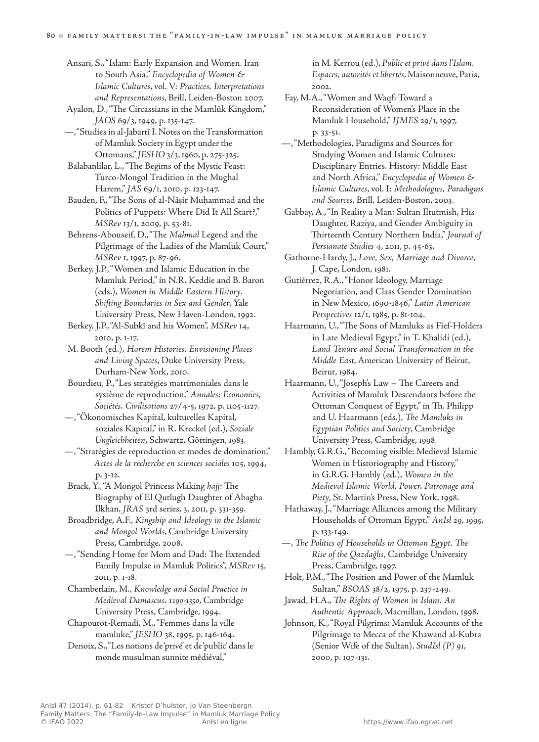Ansari, S., "Islam: Early Expansion and Women. Iran to South Asia," *Encyclopedia of Women & Islamic Cultures*, vol. V: *Practices, Interpretations and Representations*, Brill, Leiden-Boston 2007.

Ayalon, D., "The Circassians in the Mamlūk Kingdom," *JAOS* 69/3, 1949, p. 135-147.

—, "Studies in al-Jabartī I. Notes on the Transformation of Mamluk Society in Egypt under the Ottomans," *JESHO* 3/3, 1960, p. 275-325.

Balabanlilar, L., "The Begims of the Mystic Feast: Turco-Mongol Tradition in the Mughal Harem," *JAS* 69/1, 2010, p. 123-147.

Bauden, F., "The Sons of al-Nāṣir Muḥammad and the Politics of Puppets: Where Did It All Start?," *MSRev* 13/1, 2009, p. 53-81.

Behrens-Abouseif, D., "The *Mahmal* Legend and the Pilgrimage of the Ladies of the Mamluk Court," *MSRev* 1, 1997, p. 87-96.

Berkey, J.P., "Women and Islamic Education in the Mamluk Period," in N.R. Keddie and B. Baron (eds.), *Women in Middle Eastern History. Shifting Boundaries in Sex and Gender*, Yale University Press, New Haven-London, 1992.

Berkey, J.P., "Al-Subkī and his Women", *MSRev* 14, 2010, p. 1-17.

M. Booth (ed.), *Harem Histories. Envisioning Places and Living Spaces*, Duke University Press, Durham-New York, 2010.

Bourdieu, P., "Les stratégies matrimoniales dans le système de reproduction," *Annales: Économies, Sociétés, Civilisations* 27/4-5, 1972, p. 1105-1127.

—, "Ökonomisches Kapital, kulturelles Kapital, soziales Kapital," in R. Kreckel (ed.), *Soziale Ungleichheiten*, Schwartz, Göttingen, 1983.

—, "Stratégies de reproduction et modes de domination," *Actes de la recherche en sciences sociales* 105, 1994, p. 3-12.

Brack, Y., "A Mongol Princess Making *ḥajj*: The Biography of El Qutlugh Daughter of Abagha Ilkhan, *JRAS* 3rd series, 3, 2011, p. 331-359.

Broadbridge, A.F., *Kingship and Ideology in the Islamic and Mongol Worlds*, Cambridge University Press, Cambridge, 2008.

—, "Sending Home for Mom and Dad: The Extended Family Impulse in Mamluk Politics", *MSRev* 15, 2011, p. 1-18.

Chamberlain, M., *Knowledge and Social Practice in Medieval Damascus, 1190-1350*, Cambridge University Press, Cambridge, 1994.

Chapoutot-Remadi, M., "Femmes dans la ville mamluke," *JESHO* 38, 1995, p. 146-164.

Denoix, S., "Les notions de 'privé' et de 'public' dans le monde musulman sunnite médiéval," in M. Kerrou (ed.), *Public et privé dans l'Islam. Espaces, autorités et libertés*, Maisonneuve, Paris, 2002.

Fay, M.A., "Women and Waqf: Toward a Reconsideration of Women's Place in the Mamluk Household," *IJMES* 29/1, 1997, p. 33-51.

—, "Methodologies, Paradigms and Sources for Studying Women and Islamic Cultures: Disciplinary Entries. History: Middle East and North Africa," *Encyclopedia of Women & Islamic Cultures*, vol. I: *Methodologies, Paradigms and Sources*, Brill, Leiden-Boston, 2003.

Gabbay, A., "In Reality a Man: Sultan Iltutmish, His Daughter, Raziya, and Gender Ambiguity in Thirteenth Century Northern India," *Journal of Persianate Studies* 4, 2011, p. 45-63.

Gathorne-Hardy, J., *Love, Sex, Marriage and Divorce*, J. Cape, London, 1981.

Gutiérrez, R.A., "Honor Ideology, Marriage Negotiation, and Class Gender Domination in New Mexico, 1690-1846," *Latin American Perspectives* 12/1, 1985, p. 81-104.

Haarmann, U., "The Sons of Mamluks as Fief-Holders in Late Medieval Egypt," in T. Khalidi (ed.), *Land Tenure and Social Transformation in the Middle East*, American University of Beirut, Beirut, 1984.

Haarmann, U., "Joseph's Law – The Careers and Activities of Mamluk Descendants before the Ottoman Conquest of Egypt," in Th. Philipp and U. Haarmann (eds.), *The Mamluks in Egyptian Politics and Society*, Cambridge University Press, Cambridge, 1998.

Hambly, G.R.G., "Becoming visible: Medieval Islamic Women in Historiography and History," in G.R.G. Hambly (ed.), *Women in the Medieval Islamic World. Power, Patronage and Piety*, St. Martin's Press, New York, 1998.

Hathaway, J., "Marriage Alliances among the Military Households of Ottoman Egypt," *AnIsl* 29, 1995, p. 133-149.

—, *The Politics of Households in Ottoman Egypt. The Rise of the Qazdağlıs*, Cambridge University Press, Cambridge, 1997.

Holt, P.M., "The Position and Power of the Mamluk Sultan," *BSOAS* 38/2, 1975, p. 237-249.

Jawad, H.A., *The Rights of Women in Islam. An Authentic Approach*, Macmillan, London, 1998.

Johnson, K., "Royal Pilgrims: Mamluk Accounts of the Pilgrimage to Mecca of the Khawand al-Kubra (Senior Wife of the Sultan), *StudIsl (P)* 91, 2000, p. 107-131.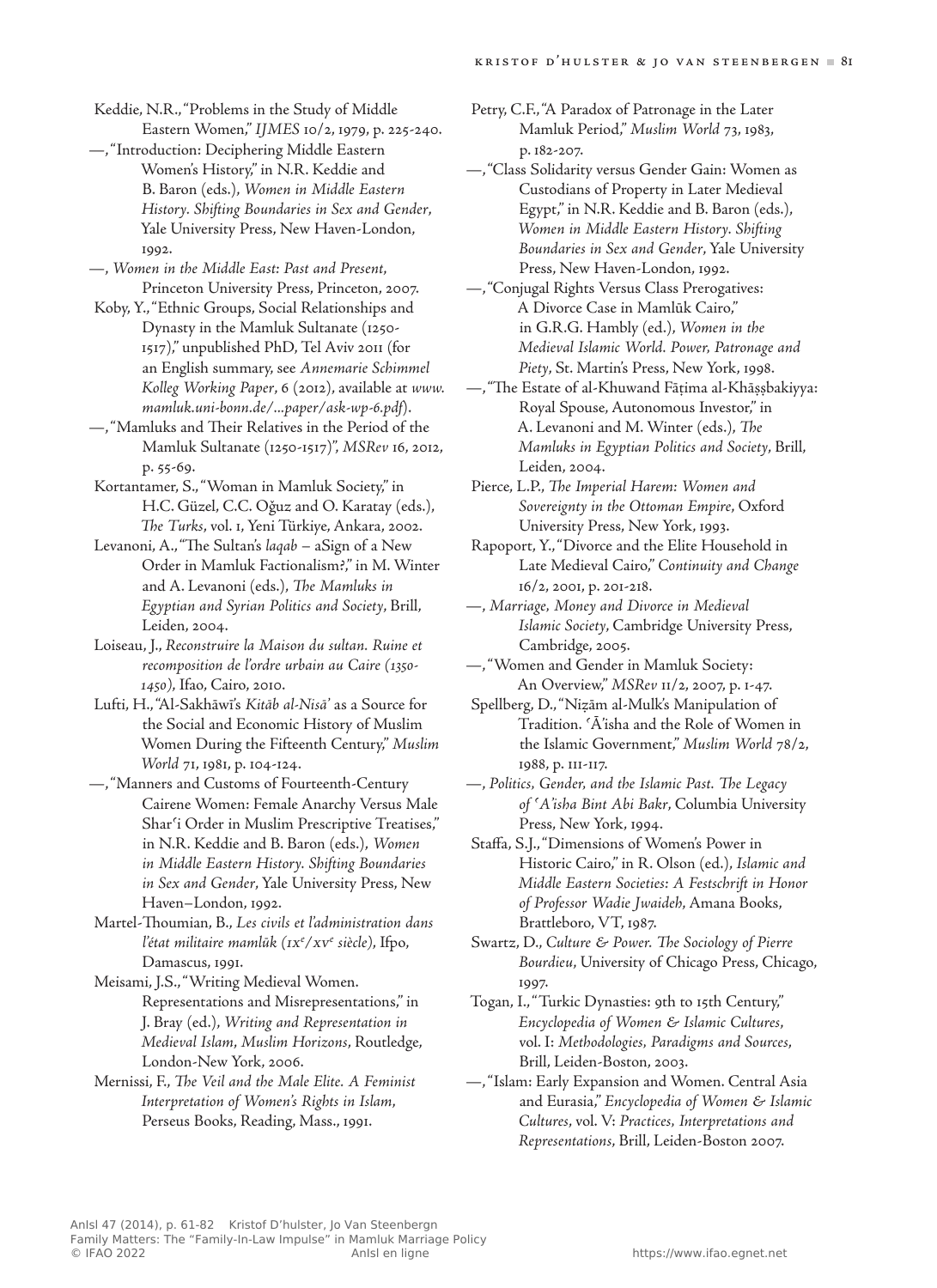Keddie, N.R., "Problems in the Study of Middle Eastern Women," *IJMES* 10/2, 1979, p. 225-240.

—, "Introduction: Deciphering Middle Eastern Women's History," in N.R. Keddie and B. Baron (eds.), *Women in Middle Eastern History. Shifting Boundaries in Sex and Gender*, Yale University Press, New Haven-London, 1992.

—, *Women in the Middle East: Past and Present*, Princeton University Press, Princeton, 2007.

Koby, Y., "Ethnic Groups, Social Relationships and Dynasty in the Mamluk Sultanate (1250-1517)," unpublished PhD, Tel Aviv 2011 (for an English summary, see *Annemarie Schimmel Kolleg Working Paper*, 6 (2012), available at *www.mamluk.uni-bonn.de/...paper/ask-wp-6.pdf*).

—, "Mamluks and Their Relatives in the Period of the Mamluk Sultanate (1250-1517)", *MSRev* 16, 2012, p. 55-69.

Kortantamer, S., "Woman in Mamluk Society," in H.C. Güzel, C.C. Oğuz and O. Karatay (eds.), *The Turks*, vol. 1, Yeni Türkiye, Ankara, 2002.

Levanoni, A., "The Sultan's *laqab* – aSign of a New Order in Mamluk Factionalism?," in M. Winter and A. Levanoni (eds.), *The Mamluks in Egyptian and Syrian Politics and Society*, Brill, Leiden, 2004.

Loiseau, J., *Reconstruire la Maison du sultan. Ruine et recomposition de l'ordre urbain au Caire (1350-1450)*, Ifao, Cairo, 2010.

Lufti, H., "Al-Sakhāwī's *Kitāb al-Nisā'* as a Source for the Social and Economic History of Muslim Women During the Fifteenth Century," *Muslim World* 71, 1981, p. 104-124.

—, "Manners and Customs of Fourteenth-Century Cairene Women: Female Anarchy Versus Male Shar'i Order in Muslim Prescriptive Treatises," in N.R. Keddie and B. Baron (eds.), *Women in Middle Eastern History. Shifting Boundaries in Sex and Gender*, Yale University Press, New Haven–London, 1992.

Martel-Thoumian, B., *Les civils et l'administration dans l'état militaire mamlūk (IXe/XVe siècle)*, Ifpo, Damascus, 1991.

Meisami, J.S., "Writing Medieval Women. Representations and Misrepresentations," in J. Bray (ed.), *Writing and Representation in Medieval Islam, Muslim Horizons*, Routledge, London-New York, 2006.

Mernissi, F., *The Veil and the Male Elite. A Feminist Interpretation of Women's Rights in Islam*, Perseus Books, Reading, Mass., 1991.

Petry, C.F., "A Paradox of Patronage in the Later Mamluk Period," *Muslim World* 73, 1983, p. 182-207.

—, "Class Solidarity versus Gender Gain: Women as Custodians of Property in Later Medieval Egypt," in N.R. Keddie and B. Baron (eds.), *Women in Middle Eastern History. Shifting Boundaries in Sex and Gender*, Yale University Press, New Haven-London, 1992.

—, "Conjugal Rights Versus Class Prerogatives: A Divorce Case in Mamlūk Cairo," in G.R.G. Hambly (ed.), *Women in the Medieval Islamic World. Power, Patronage and Piety*, St. Martin's Press, New York, 1998.

—, "The Estate of al-Khuwand Fāṭima al-Khāṣṣbakiyya: Royal Spouse, Autonomous Investor," in A. Levanoni and M. Winter (eds.), *The Mamluks in Egyptian Politics and Society*, Brill, Leiden, 2004.

Pierce, L.P., *The Imperial Harem: Women and Sovereignty in the Ottoman Empire*, Oxford University Press, New York, 1993.

Rapoport, Y., "Divorce and the Elite Household in Late Medieval Cairo," *Continuity and Change* 16/2, 2001, p. 201-218.

—, *Marriage, Money and Divorce in Medieval Islamic Society*, Cambridge University Press, Cambridge, 2005.

—, "Women and Gender in Mamluk Society: An Overview," *MSRev* 11/2, 2007, p. 1-47.

Spellberg, D., "Niẓām al-Mulk's Manipulation of Tradition. 'Ā'isha and the Role of Women in the Islamic Government," *Muslim World* 78/2, 1988, p. 111-117.

—, *Politics, Gender, and the Islamic Past. The Legacy of 'A'isha Bint Abi Bakr*, Columbia University Press, New York, 1994.

Staffa, S.J., "Dimensions of Women's Power in Historic Cairo," in R. Olson (ed.), *Islamic and Middle Eastern Societies: A Festschrift in Honor of Professor Wadie Jwaideh*, Amana Books, Brattleboro, VT, 1987.

Swartz, D., *Culture & Power. The Sociology of Pierre Bourdieu*, University of Chicago Press, Chicago, 1997.

Togan, I., "Turkic Dynasties: 9th to 15th Century," *Encyclopedia of Women & Islamic Cultures*, vol. I: *Methodologies, Paradigms and Sources*, Brill, Leiden-Boston, 2003.

—, "Islam: Early Expansion and Women. Central Asia and Eurasia," *Encyclopedia of Women & Islamic Cultures*, vol. V: *Practices, Interpretations and Representations*, Brill, Leiden-Boston 2007.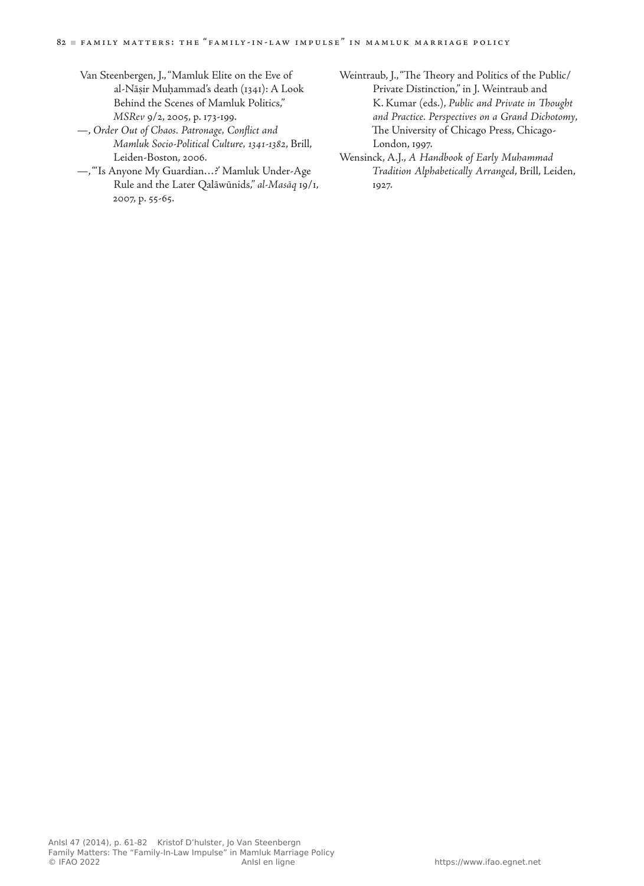Van Steenbergen, J., "Mamluk Elite on the Eve of al-Nāṣir Muḥammad's death (1341): A Look Behind the Scenes of Mamluk Politics," *MSRev* 9/2, 2005, p. 173-199.

—, *Order Out of Chaos. Patronage, Conflict and Mamluk Socio-Political Culture, 1341-1382*, Brill, Leiden-Boston, 2006.

—, "'Is Anyone My Guardian…?' Mamluk Under-Age Rule and the Later Qalāwūnids," *al-Masāq* 19/1, 2007, p. 55-65.

Weintraub, J., "The Theory and Politics of the Public/Private Distinction," in J. Weintraub and K. Kumar (eds.), *Public and Private in Thought and Practice. Perspectives on a Grand Dichotomy*, The University of Chicago Press, Chicago-London, 1997.

Wensinck, A.J., *A Handbook of Early Muhammad Tradition Alphabetically Arranged*, Brill, Leiden, 1927.